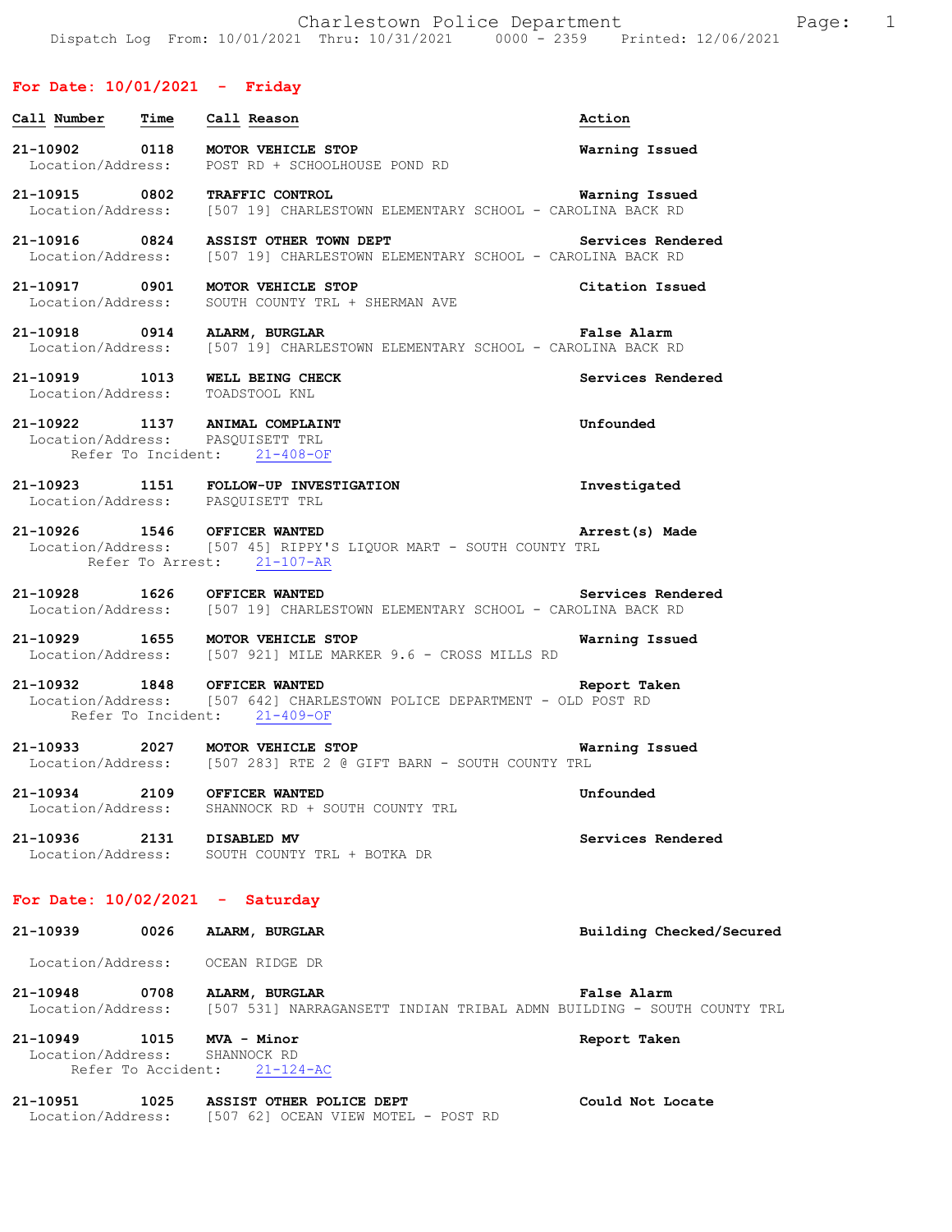Charlestown Police Department

Dispatch Log From: 10/01/2021 Thru: 10/31/2021 0000 - 2359 Printed: 12/06/2021

## For Date: 10/01/2021 - Friday

| Call Number | Time | Call Reason | Action |
|---|---|---|---|
| 21-10902 | 0118 | MOTOR VEHICLE STOP | Warning Issued |

Location/Address: POST RD + SCHOOLHOUSE POND RD

**21-10915** 0802 **TRAFFIC CONTROL** — Warning Issued
Location/Address: [507 19] CHARLESTOWN ELEMENTARY SCHOOL - CAROLINA BACK RD

**21-10916** 0824 **ASSIST OTHER TOWN DEPT** — Services Rendered
Location/Address: [507 19] CHARLESTOWN ELEMENTARY SCHOOL - CAROLINA BACK RD

**21-10917** 0901 **MOTOR VEHICLE STOP** — Citation Issued
Location/Address: SOUTH COUNTY TRL + SHERMAN AVE

**21-10918** 0914 **ALARM, BURGLAR** — False Alarm
Location/Address: [507 19] CHARLESTOWN ELEMENTARY SCHOOL - CAROLINA BACK RD

**21-10919** 1013 **WELL BEING CHECK** — Services Rendered
Location/Address: TOADSTOOL KNL

**21-10922** 1137 **ANIMAL COMPLAINT** — Unfounded
Location/Address: PASQUISETT TRL
Refer To Incident: 21-408-OF

**21-10923** 1151 **FOLLOW-UP INVESTIGATION** — Investigated
Location/Address: PASQUISETT TRL

**21-10926** 1546 **OFFICER WANTED** — Arrest(s) Made
Location/Address: [507 45] RIPPY'S LIQUOR MART - SOUTH COUNTY TRL
Refer To Arrest: 21-107-AR

**21-10928** 1626 **OFFICER WANTED** — Services Rendered
Location/Address: [507 19] CHARLESTOWN ELEMENTARY SCHOOL - CAROLINA BACK RD

**21-10929** 1655 **MOTOR VEHICLE STOP** — Warning Issued
Location/Address: [507 921] MILE MARKER 9.6 - CROSS MILLS RD

**21-10932** 1848 **OFFICER WANTED** — Report Taken
Location/Address: [507 642] CHARLESTOWN POLICE DEPARTMENT - OLD POST RD
Refer To Incident: 21-409-OF

**21-10933** 2027 **MOTOR VEHICLE STOP** — Warning Issued
Location/Address: [507 283] RTE 2 @ GIFT BARN - SOUTH COUNTY TRL

**21-10934** 2109 **OFFICER WANTED** — Unfounded
Location/Address: SHANNOCK RD + SOUTH COUNTY TRL

**21-10936** 2131 **DISABLED MV** — Services Rendered
Location/Address: SOUTH COUNTY TRL + BOTKA DR

## For Date: 10/02/2021 - Saturday

**21-10939** 0026 **ALARM, BURGLAR** — Building Checked/Secured
Location/Address: OCEAN RIDGE DR

**21-10948** 0708 **ALARM, BURGLAR** — False Alarm
Location/Address: [507 531] NARRAGANSETT INDIAN TRIBAL ADMN BUILDING - SOUTH COUNTY TRL

**21-10949** 1015 **MVA - Minor** — Report Taken
Location/Address: SHANNOCK RD
Refer To Accident: 21-124-AC

**21-10951** 1025 **ASSIST OTHER POLICE DEPT** — Could Not Locate
Location/Address: [507 62] OCEAN VIEW MOTEL - POST RD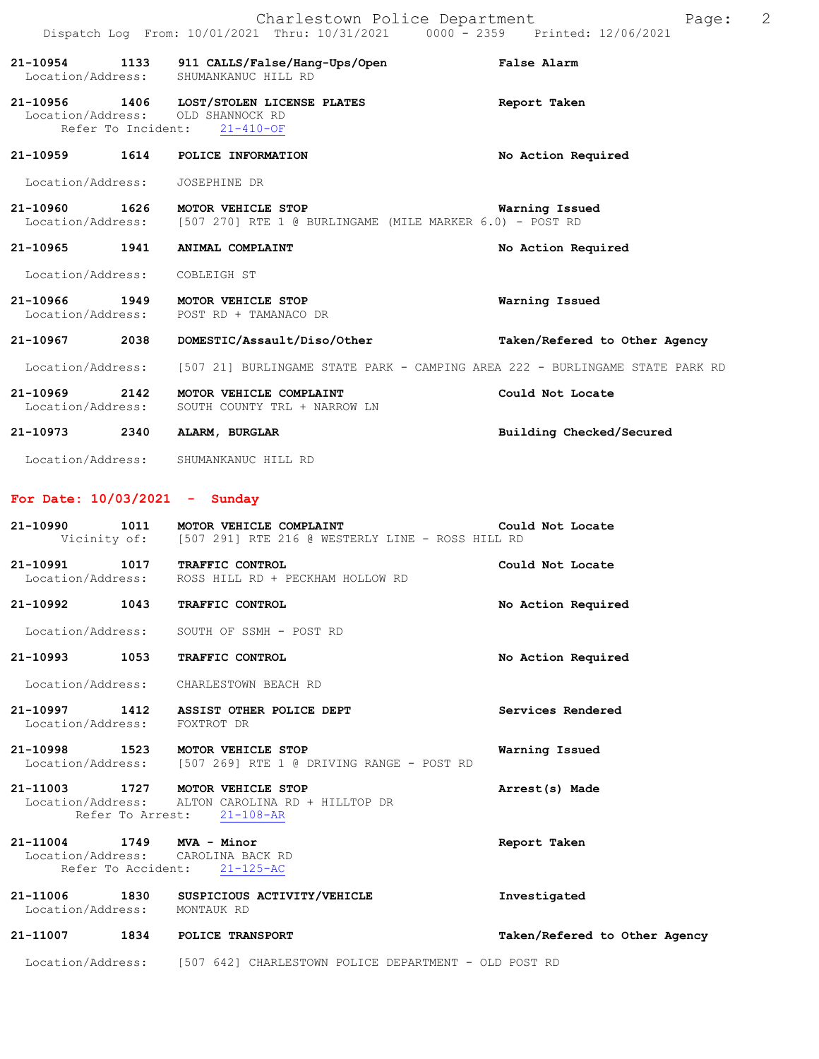21-10954 1133 **911 CALLS/False/Hang-Ups/Open** — **False Alarm**
Location/Address: SHUMANKANUC HILL RD

21-10956 1406 **LOST/STOLEN LICENSE PLATES** — **Report Taken**
Location/Address: OLD SHANNOCK RD
Refer To Incident: 21-410-OF

21-10959 1614 **POLICE INFORMATION** — **No Action Required**
Location/Address: JOSEPHINE DR

21-10960 1626 **MOTOR VEHICLE STOP** — **Warning Issued**
Location/Address: [507 270] RTE 1 @ BURLINGAME (MILE MARKER 6.0) - POST RD

21-10965 1941 **ANIMAL COMPLAINT** — **No Action Required**
Location/Address: COBLEIGH ST

21-10966 1949 **MOTOR VEHICLE STOP** — **Warning Issued**
Location/Address: POST RD + TAMANACO DR

21-10967 2038 **DOMESTIC/Assault/Diso/Other** — **Taken/Refered to Other Agency**
Location/Address: [507 21] BURLINGAME STATE PARK - CAMPING AREA 222 - BURLINGAME STATE PARK RD

21-10969 2142 **MOTOR VEHICLE COMPLAINT** — **Could Not Locate**
Location/Address: SOUTH COUNTY TRL + NARROW LN

21-10973 2340 **ALARM, BURGLAR** — **Building Checked/Secured**
Location/Address: SHUMANKANUC HILL RD

## For Date: 10/03/2021 - Sunday

21-10990 1011 **MOTOR VEHICLE COMPLAINT** — **Could Not Locate**
Vicinity of: [507 291] RTE 216 @ WESTERLY LINE - ROSS HILL RD

21-10991 1017 **TRAFFIC CONTROL** — **Could Not Locate**
Location/Address: ROSS HILL RD + PECKHAM HOLLOW RD

21-10992 1043 **TRAFFIC CONTROL** — **No Action Required**
Location/Address: SOUTH OF SSMH - POST RD

21-10993 1053 **TRAFFIC CONTROL** — **No Action Required**
Location/Address: CHARLESTOWN BEACH RD

21-10997 1412 **ASSIST OTHER POLICE DEPT** — **Services Rendered**
Location/Address: FOXTROT DR

21-10998 1523 **MOTOR VEHICLE STOP** — **Warning Issued**
Location/Address: [507 269] RTE 1 @ DRIVING RANGE - POST RD

21-11003 1727 **MOTOR VEHICLE STOP** — **Arrest(s) Made**
Location/Address: ALTON CAROLINA RD + HILLTOP DR
Refer To Arrest: 21-108-AR

21-11004 1749 **MVA - Minor** — **Report Taken**
Location/Address: CAROLINA BACK RD
Refer To Accident: 21-125-AC

21-11006 1830 **SUSPICIOUS ACTIVITY/VEHICLE** — **Investigated**
Location/Address: MONTAUK RD

21-11007 1834 **POLICE TRANSPORT** — **Taken/Refered to Other Agency**
Location/Address: [507 642] CHARLESTOWN POLICE DEPARTMENT - OLD POST RD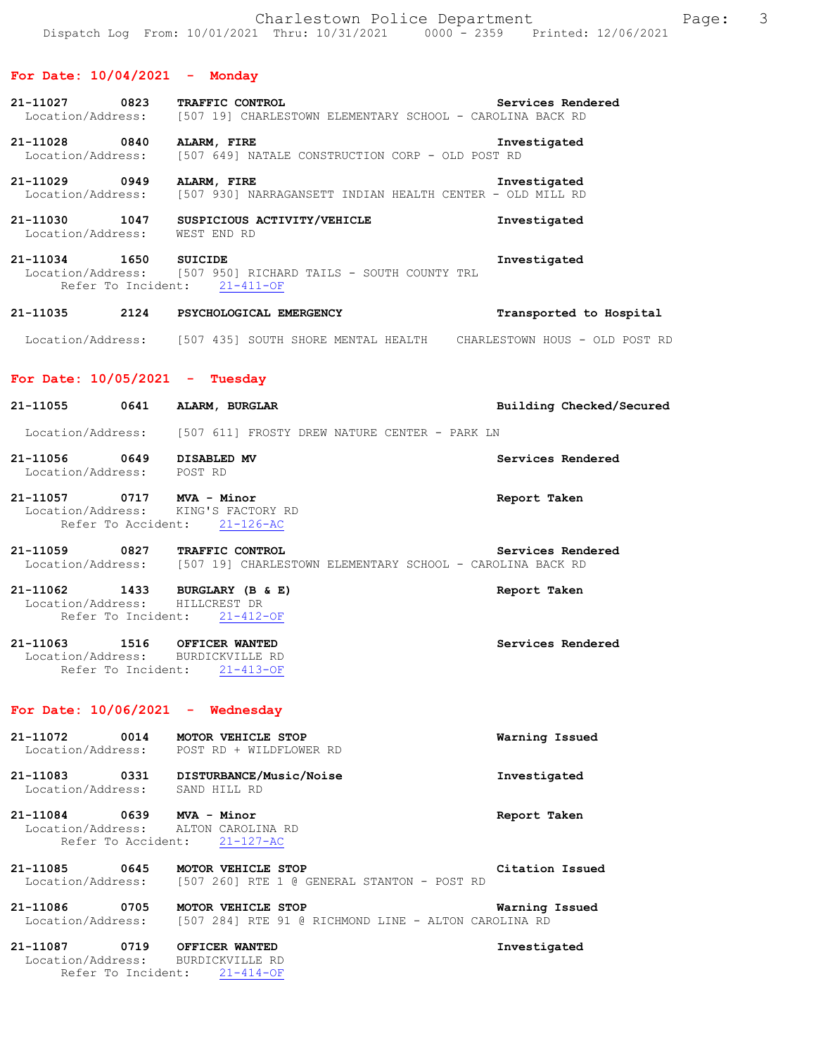## For Date: 10/04/2021 - Monday

**21-11027** **0823** **TRAFFIC CONTROL** **Services Rendered**
Location/Address: [507 19] CHARLESTOWN ELEMENTARY SCHOOL - CAROLINA BACK RD

**21-11028** **0840** **ALARM, FIRE** **Investigated**
Location/Address: [507 649] NATALE CONSTRUCTION CORP - OLD POST RD

**21-11029** **0949** **ALARM, FIRE** **Investigated**
Location/Address: [507 930] NARRAGANSETT INDIAN HEALTH CENTER - OLD MILL RD

**21-11030** **1047** **SUSPICIOUS ACTIVITY/VEHICLE** **Investigated**
Location/Address: WEST END RD

**21-11034** **1650** **SUICIDE** **Investigated**
Location/Address: [507 950] RICHARD TAILS - SOUTH COUNTY TRL
Refer To Incident: 21-411-OF

**21-11035** **2124** **PSYCHOLOGICAL EMERGENCY** **Transported to Hospital**
Location/Address: [507 435] SOUTH SHORE MENTAL HEALTH CHARLESTOWN HOUS - OLD POST RD

## For Date: 10/05/2021 - Tuesday

**21-11055** **0641** **ALARM, BURGLAR** **Building Checked/Secured**
Location/Address: [507 611] FROSTY DREW NATURE CENTER - PARK LN

**21-11056** **0649** **DISABLED MV** **Services Rendered**
Location/Address: POST RD

**21-11057** **0717** **MVA - Minor** **Report Taken**
Location/Address: KING'S FACTORY RD
Refer To Accident: 21-126-AC

**21-11059** **0827** **TRAFFIC CONTROL** **Services Rendered**
Location/Address: [507 19] CHARLESTOWN ELEMENTARY SCHOOL - CAROLINA BACK RD

**21-11062** **1433** **BURGLARY (B & E)** **Report Taken**
Location/Address: HILLCREST DR
Refer To Incident: 21-412-OF

**21-11063** **1516** **OFFICER WANTED** **Services Rendered**
Location/Address: BURDICKVILLE RD
Refer To Incident: 21-413-OF

## For Date: 10/06/2021 - Wednesday

**21-11072** **0014** **MOTOR VEHICLE STOP** **Warning Issued**
Location/Address: POST RD + WILDFLOWER RD

**21-11083** **0331** **DISTURBANCE/Music/Noise** **Investigated**
Location/Address: SAND HILL RD

**21-11084** **0639** **MVA - Minor** **Report Taken**
Location/Address: ALTON CAROLINA RD
Refer To Accident: 21-127-AC

**21-11085** **0645** **MOTOR VEHICLE STOP** **Citation Issued**
Location/Address: [507 260] RTE 1 @ GENERAL STANTON - POST RD

**21-11086** **0705** **MOTOR VEHICLE STOP** **Warning Issued**
Location/Address: [507 284] RTE 91 @ RICHMOND LINE - ALTON CAROLINA RD

**21-11087** **0719** **OFFICER WANTED** **Investigated**
Location/Address: BURDICKVILLE RD
Refer To Incident: 21-414-OF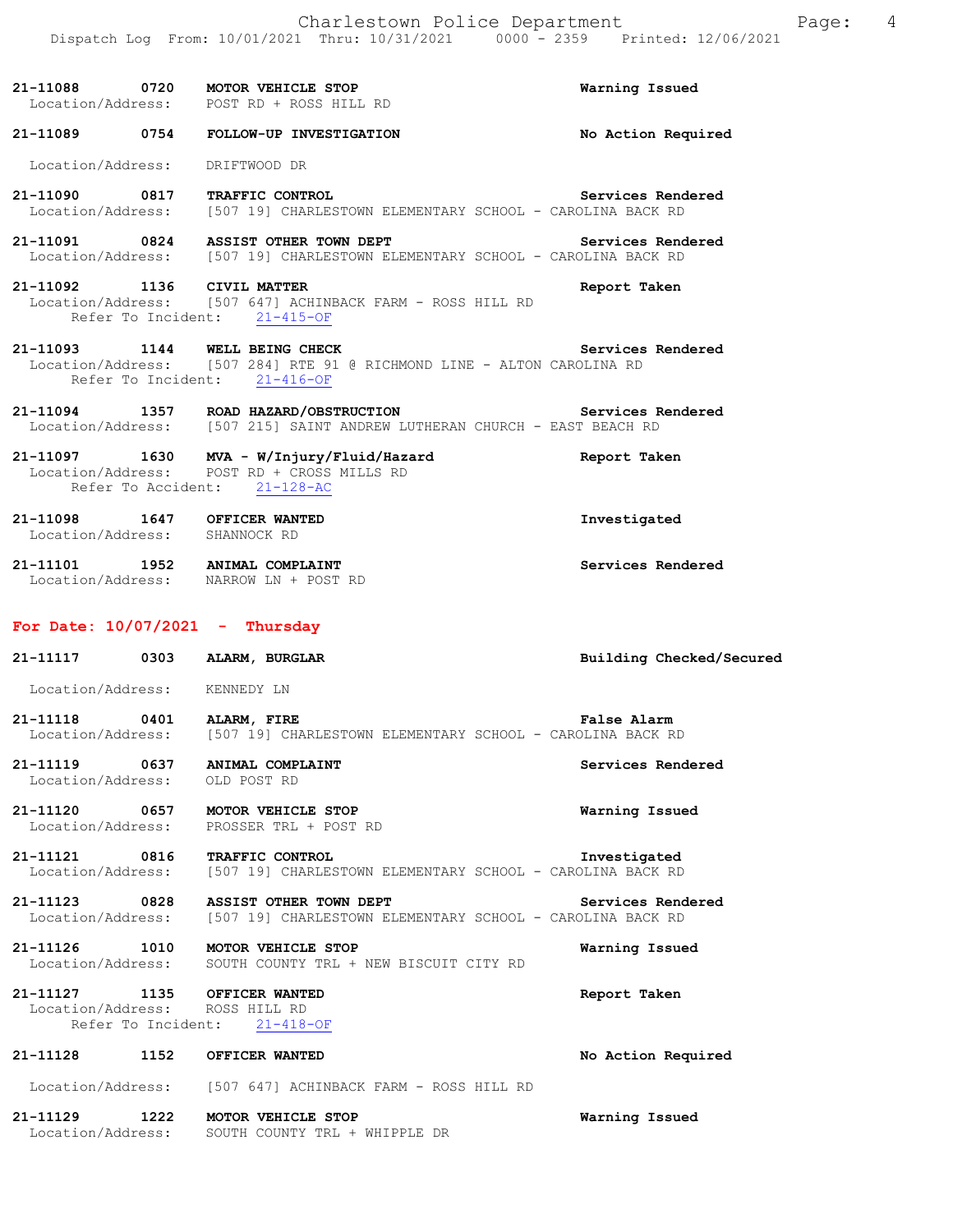**21-11088 0720 MOTOR VEHICLE STOP** — Warning Issued
Location/Address: POST RD + ROSS HILL RD

**21-11089 0754 FOLLOW-UP INVESTIGATION** — No Action Required
Location/Address: DRIFTWOOD DR

**21-11090 0817 TRAFFIC CONTROL** — Services Rendered
Location/Address: [507 19] CHARLESTOWN ELEMENTARY SCHOOL - CAROLINA BACK RD

**21-11091 0824 ASSIST OTHER TOWN DEPT** — Services Rendered
Location/Address: [507 19] CHARLESTOWN ELEMENTARY SCHOOL - CAROLINA BACK RD

**21-11092 1136 CIVIL MATTER** — Report Taken
Location/Address: [507 647] ACHINBACK FARM - ROSS HILL RD
Refer To Incident: 21-415-OF

**21-11093 1144 WELL BEING CHECK** — Services Rendered
Location/Address: [507 284] RTE 91 @ RICHMOND LINE - ALTON CAROLINA RD
Refer To Incident: 21-416-OF

**21-11094 1357 ROAD HAZARD/OBSTRUCTION** — Services Rendered
Location/Address: [507 215] SAINT ANDREW LUTHERAN CHURCH - EAST BEACH RD

**21-11097 1630 MVA - W/Injury/Fluid/Hazard** — Report Taken
Location/Address: POST RD + CROSS MILLS RD
Refer To Accident: 21-128-AC

**21-11098 1647 OFFICER WANTED** — Investigated
Location/Address: SHANNOCK RD

**21-11101 1952 ANIMAL COMPLAINT** — Services Rendered
Location/Address: NARROW LN + POST RD

## For Date: 10/07/2021 - Thursday

**21-11117 0303 ALARM, BURGLAR** — Building Checked/Secured
Location/Address: KENNEDY LN

**21-11118 0401 ALARM, FIRE** — False Alarm
Location/Address: [507 19] CHARLESTOWN ELEMENTARY SCHOOL - CAROLINA BACK RD

**21-11119 0637 ANIMAL COMPLAINT** — Services Rendered
Location/Address: OLD POST RD

**21-11120 0657 MOTOR VEHICLE STOP** — Warning Issued
Location/Address: PROSSER TRL + POST RD

**21-11121 0816 TRAFFIC CONTROL** — Investigated
Location/Address: [507 19] CHARLESTOWN ELEMENTARY SCHOOL - CAROLINA BACK RD

**21-11123 0828 ASSIST OTHER TOWN DEPT** — Services Rendered
Location/Address: [507 19] CHARLESTOWN ELEMENTARY SCHOOL - CAROLINA BACK RD

**21-11126 1010 MOTOR VEHICLE STOP** — Warning Issued
Location/Address: SOUTH COUNTY TRL + NEW BISCUIT CITY RD

**21-11127 1135 OFFICER WANTED** — Report Taken
Location/Address: ROSS HILL RD
Refer To Incident: 21-418-OF

**21-11128 1152 OFFICER WANTED** — No Action Required
Location/Address: [507 647] ACHINBACK FARM - ROSS HILL RD

**21-11129 1222 MOTOR VEHICLE STOP** — Warning Issued
Location/Address: SOUTH COUNTY TRL + WHIPPLE DR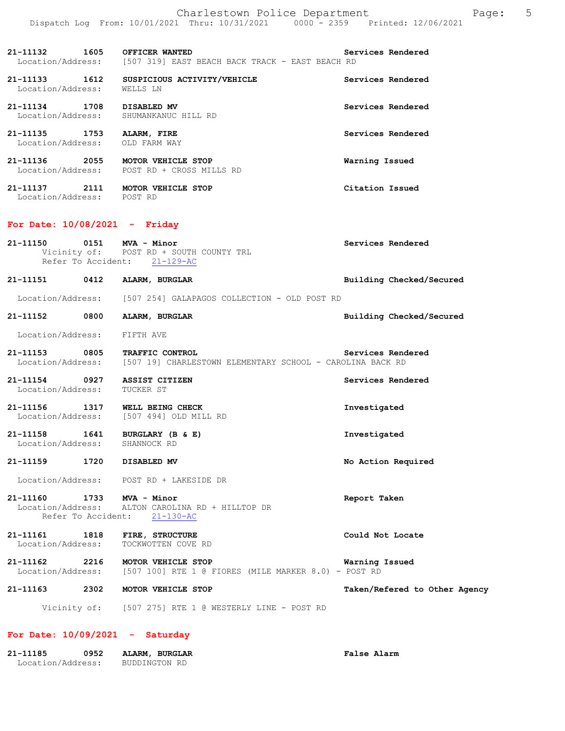21-11132 1605 **OFFICER WANTED** **Services Rendered**
Location/Address: [507 319] EAST BEACH BACK TRACK - EAST BEACH RD

21-11133 1612 **SUSPICIOUS ACTIVITY/VEHICLE** **Services Rendered**
Location/Address: WELLS LN

21-11134 1708 **DISABLED MV** **Services Rendered**
Location/Address: SHUMANKANUC HILL RD

21-11135 1753 **ALARM, FIRE** **Services Rendered**
Location/Address: OLD FARM WAY

21-11136 2055 **MOTOR VEHICLE STOP** **Warning Issued**
Location/Address: POST RD + CROSS MILLS RD

21-11137 2111 **MOTOR VEHICLE STOP** **Citation Issued**
Location/Address: POST RD

## For Date: 10/08/2021 - Friday

21-11150 0151 **MVA - Minor** **Services Rendered**
Vicinity of: POST RD + SOUTH COUNTY TRL
Refer To Accident: 21-129-AC

21-11151 0412 **ALARM, BURGLAR** **Building Checked/Secured**
Location/Address: [507 254] GALAPAGOS COLLECTION - OLD POST RD

21-11152 0800 **ALARM, BURGLAR** **Building Checked/Secured**
Location/Address: FIFTH AVE

21-11153 0805 **TRAFFIC CONTROL** **Services Rendered**
Location/Address: [507 19] CHARLESTOWN ELEMENTARY SCHOOL - CAROLINA BACK RD

21-11154 0927 **ASSIST CITIZEN** **Services Rendered**
Location/Address: TUCKER ST

21-11156 1317 **WELL BEING CHECK** **Investigated**
Location/Address: [507 494] OLD MILL RD

21-11158 1641 **BURGLARY (B & E)** **Investigated**
Location/Address: SHANNOCK RD

21-11159 1720 **DISABLED MV** **No Action Required**
Location/Address: POST RD + LAKESIDE DR

21-11160 1733 **MVA - Minor** **Report Taken**
Location/Address: ALTON CAROLINA RD + HILLTOP DR
Refer To Accident: 21-130-AC

21-11161 1818 **FIRE, STRUCTURE** **Could Not Locate**
Location/Address: TOCKWOTTEN COVE RD

21-11162 2216 **MOTOR VEHICLE STOP** **Warning Issued**
Location/Address: [507 100] RTE 1 @ FIORES (MILE MARKER 8.0) - POST RD

21-11163 2302 **MOTOR VEHICLE STOP** **Taken/Refered to Other Agency**
Vicinity of: [507 275] RTE 1 @ WESTERLY LINE - POST RD

## For Date: 10/09/2021 - Saturday

21-11185 0952 **ALARM, BURGLAR** **False Alarm**
Location/Address: BUDDINGTON RD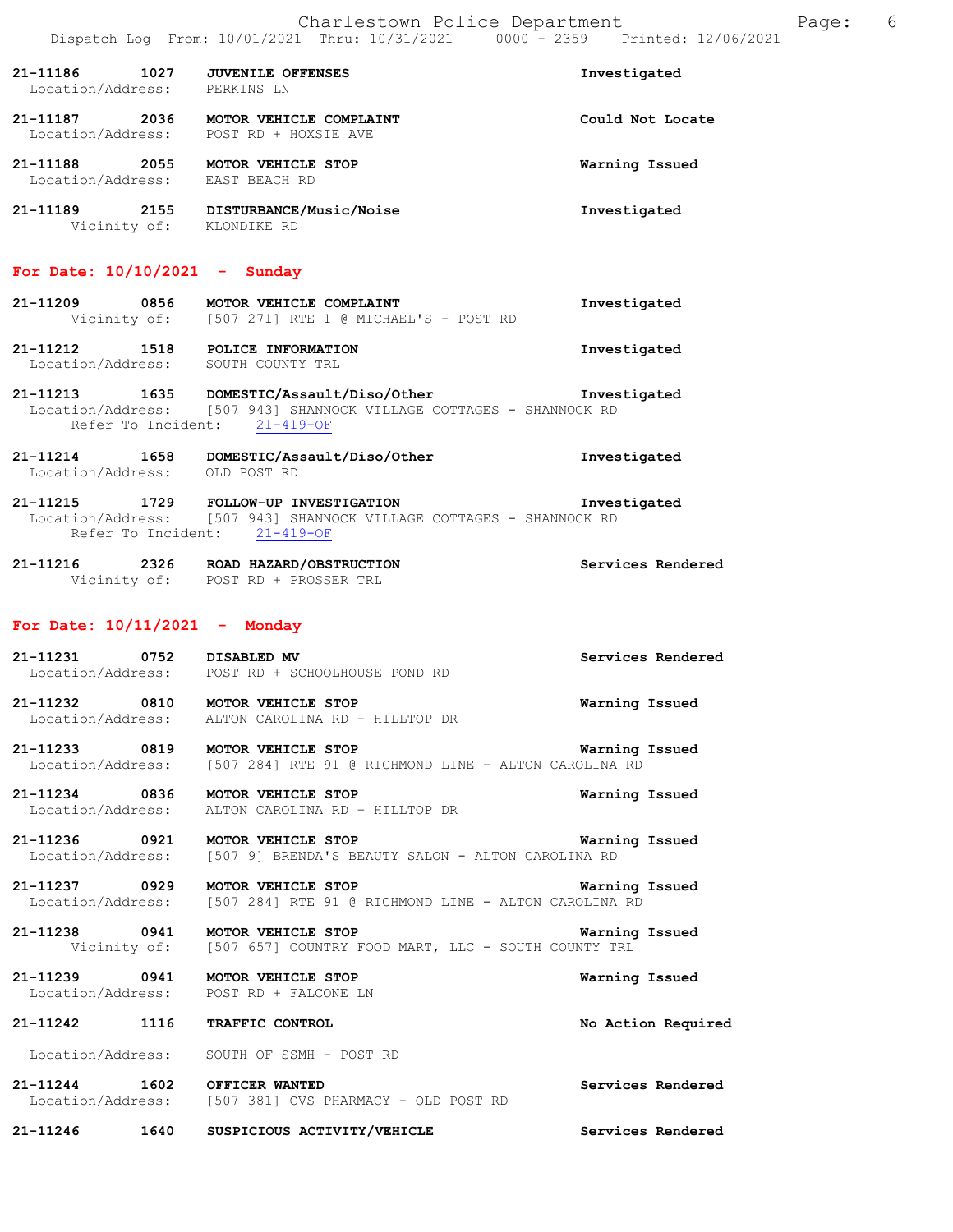21-11186 1027 **JUVENILE OFFENSES** Investigated
Location/Address: PERKINS LN

21-11187 2036 **MOTOR VEHICLE COMPLAINT** Could Not Locate
Location/Address: POST RD + HOXSIE AVE

21-11188 2055 **MOTOR VEHICLE STOP** Warning Issued
Location/Address: EAST BEACH RD

21-11189 2155 **DISTURBANCE/Music/Noise** Investigated
Vicinity of: KLONDIKE RD

## For Date: 10/10/2021 - Sunday

21-11209 0856 **MOTOR VEHICLE COMPLAINT** Investigated
Vicinity of: [507 271] RTE 1 @ MICHAEL'S - POST RD

21-11212 1518 **POLICE INFORMATION** Investigated
Location/Address: SOUTH COUNTY TRL

21-11213 1635 **DOMESTIC/Assault/Diso/Other** Investigated
Location/Address: [507 943] SHANNOCK VILLAGE COTTAGES - SHANNOCK RD
Refer To Incident: 21-419-OF

21-11214 1658 **DOMESTIC/Assault/Diso/Other** Investigated
Location/Address: OLD POST RD

21-11215 1729 **FOLLOW-UP INVESTIGATION** Investigated
Location/Address: [507 943] SHANNOCK VILLAGE COTTAGES - SHANNOCK RD
Refer To Incident: 21-419-OF

21-11216 2326 **ROAD HAZARD/OBSTRUCTION** Services Rendered
Vicinity of: POST RD + PROSSER TRL

## For Date: 10/11/2021 - Monday

21-11231 0752 **DISABLED MV** Services Rendered
Location/Address: POST RD + SCHOOLHOUSE POND RD

21-11232 0810 **MOTOR VEHICLE STOP** Warning Issued
Location/Address: ALTON CAROLINA RD + HILLTOP DR

21-11233 0819 **MOTOR VEHICLE STOP** Warning Issued
Location/Address: [507 284] RTE 91 @ RICHMOND LINE - ALTON CAROLINA RD

21-11234 0836 **MOTOR VEHICLE STOP** Warning Issued
Location/Address: ALTON CAROLINA RD + HILLTOP DR

21-11236 0921 **MOTOR VEHICLE STOP** Warning Issued
Location/Address: [507 9] BRENDA'S BEAUTY SALON - ALTON CAROLINA RD

21-11237 0929 **MOTOR VEHICLE STOP** Warning Issued
Location/Address: [507 284] RTE 91 @ RICHMOND LINE - ALTON CAROLINA RD

21-11238 0941 **MOTOR VEHICLE STOP** Warning Issued
Vicinity of: [507 657] COUNTRY FOOD MART, LLC - SOUTH COUNTY TRL

21-11239 0941 **MOTOR VEHICLE STOP** Warning Issued
Location/Address: POST RD + FALCONE LN

21-11242 1116 **TRAFFIC CONTROL** No Action Required
Location/Address: SOUTH OF SSMH - POST RD

21-11244 1602 **OFFICER WANTED** Services Rendered
Location/Address: [507 381] CVS PHARMACY - OLD POST RD

21-11246 1640 **SUSPICIOUS ACTIVITY/VEHICLE** Services Rendered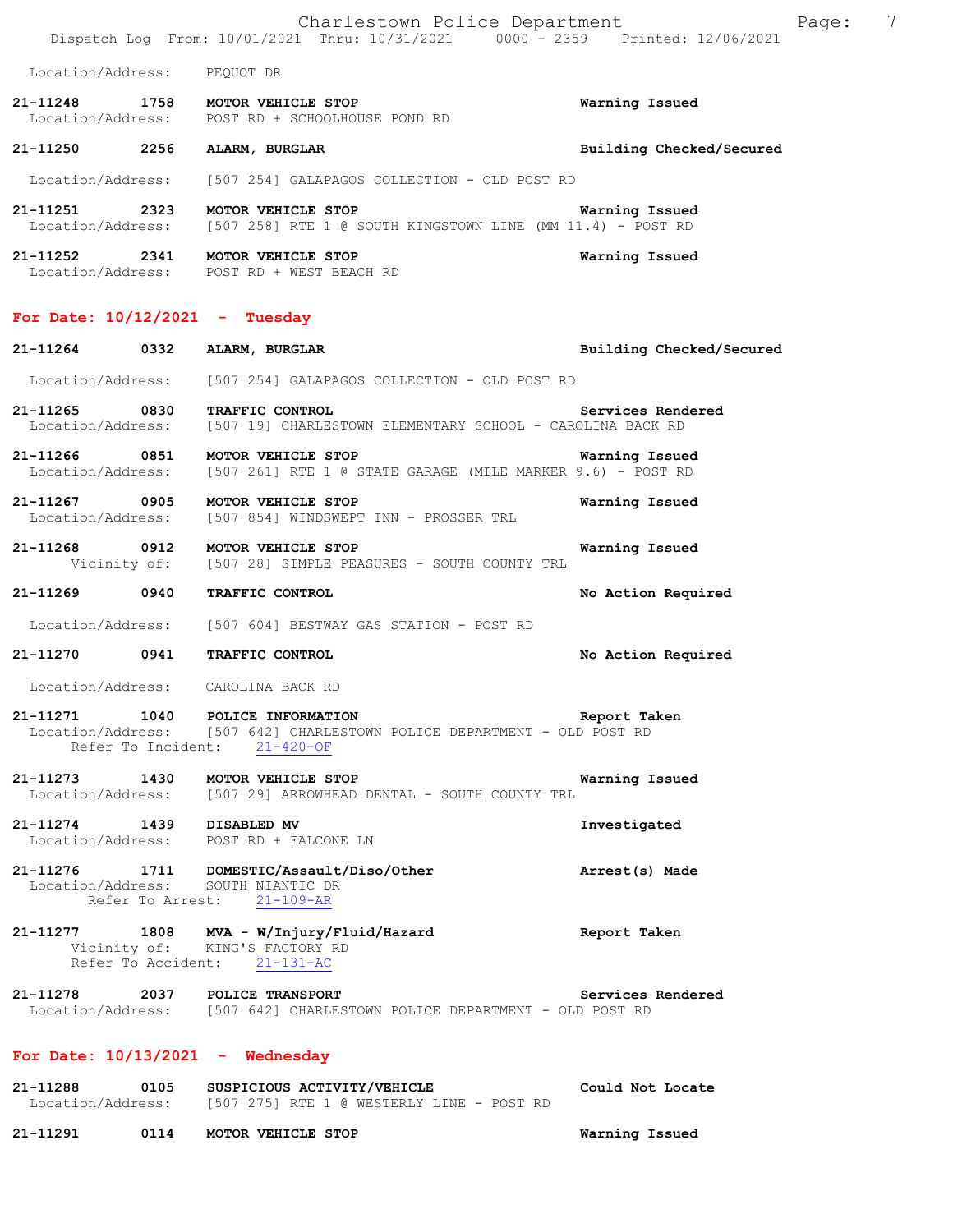Location/Address: PEQUOT DR

**21-11248 1758 MOTOR VEHICLE STOP** — Warning Issued
Location/Address: POST RD + SCHOOLHOUSE POND RD

**21-11250 2256 ALARM, BURGLAR** — Building Checked/Secured
Location/Address: [507 254] GALAPAGOS COLLECTION - OLD POST RD

**21-11251 2323 MOTOR VEHICLE STOP** — Warning Issued
Location/Address: [507 258] RTE 1 @ SOUTH KINGSTOWN LINE (MM 11.4) - POST RD

**21-11252 2341 MOTOR VEHICLE STOP** — Warning Issued
Location/Address: POST RD + WEST BEACH RD

## For Date: 10/12/2021 - Tuesday

**21-11264 0332 ALARM, BURGLAR** — Building Checked/Secured
Location/Address: [507 254] GALAPAGOS COLLECTION - OLD POST RD

**21-11265 0830 TRAFFIC CONTROL** — Services Rendered
Location/Address: [507 19] CHARLESTOWN ELEMENTARY SCHOOL - CAROLINA BACK RD

**21-11266 0851 MOTOR VEHICLE STOP** — Warning Issued
Location/Address: [507 261] RTE 1 @ STATE GARAGE (MILE MARKER 9.6) - POST RD

**21-11267 0905 MOTOR VEHICLE STOP** — Warning Issued
Location/Address: [507 854] WINDSWEPT INN - PROSSER TRL

**21-11268 0912 MOTOR VEHICLE STOP** — Warning Issued
Vicinity of: [507 28] SIMPLE PEASURES - SOUTH COUNTY TRL

**21-11269 0940 TRAFFIC CONTROL** — No Action Required
Location/Address: [507 604] BESTWAY GAS STATION - POST RD

**21-11270 0941 TRAFFIC CONTROL** — No Action Required
Location/Address: CAROLINA BACK RD

**21-11271 1040 POLICE INFORMATION** — Report Taken
Location/Address: [507 642] CHARLESTOWN POLICE DEPARTMENT - OLD POST RD
Refer To Incident: 21-420-OF

**21-11273 1430 MOTOR VEHICLE STOP** — Warning Issued
Location/Address: [507 29] ARROWHEAD DENTAL - SOUTH COUNTY TRL

**21-11274 1439 DISABLED MV** — Investigated
Location/Address: POST RD + FALCONE LN

**21-11276 1711 DOMESTIC/Assault/Diso/Other** — Arrest(s) Made
Location/Address: SOUTH NIANTIC DR
Refer To Arrest: 21-109-AR

**21-11277 1808 MVA - W/Injury/Fluid/Hazard** — Report Taken
Vicinity of: KING'S FACTORY RD
Refer To Accident: 21-131-AC

**21-11278 2037 POLICE TRANSPORT** — Services Rendered
Location/Address: [507 642] CHARLESTOWN POLICE DEPARTMENT - OLD POST RD

## For Date: 10/13/2021 - Wednesday

**21-11288 0105 SUSPICIOUS ACTIVITY/VEHICLE** — Could Not Locate
Location/Address: [507 275] RTE 1 @ WESTERLY LINE - POST RD

**21-11291 0114 MOTOR VEHICLE STOP** — Warning Issued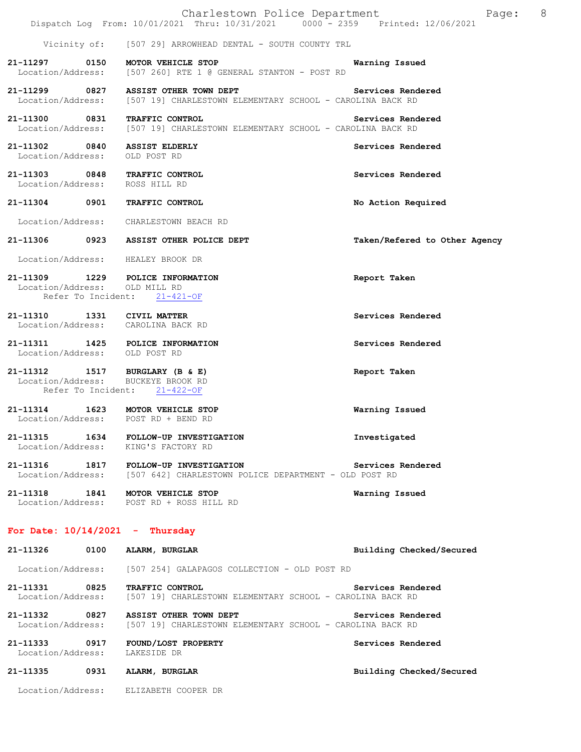Vicinity of: [507 29] ARROWHEAD DENTAL - SOUTH COUNTY TRL

**21-11297 0150 MOTOR VEHICLE STOP** — **Warning Issued**
Location/Address: [507 260] RTE 1 @ GENERAL STANTON - POST RD

**21-11299 0827 ASSIST OTHER TOWN DEPT** — **Services Rendered**
Location/Address: [507 19] CHARLESTOWN ELEMENTARY SCHOOL - CAROLINA BACK RD

**21-11300 0831 TRAFFIC CONTROL** — **Services Rendered**
Location/Address: [507 19] CHARLESTOWN ELEMENTARY SCHOOL - CAROLINA BACK RD

**21-11302 0840 ASSIST ELDERLY** — **Services Rendered**
Location/Address: OLD POST RD

**21-11303 0848 TRAFFIC CONTROL** — **Services Rendered**
Location/Address: ROSS HILL RD

**21-11304 0901 TRAFFIC CONTROL** — **No Action Required**
Location/Address: CHARLESTOWN BEACH RD

**21-11306 0923 ASSIST OTHER POLICE DEPT** — **Taken/Refered to Other Agency**
Location/Address: HEALEY BROOK DR

**21-11309 1229 POLICE INFORMATION** — **Report Taken**
Location/Address: OLD MILL RD
Refer To Incident: 21-421-OF

**21-11310 1331 CIVIL MATTER** — **Services Rendered**
Location/Address: CAROLINA BACK RD

**21-11311 1425 POLICE INFORMATION** — **Services Rendered**
Location/Address: OLD POST RD

**21-11312 1517 BURGLARY (B & E)** — **Report Taken**
Location/Address: BUCKEYE BROOK RD
Refer To Incident: 21-422-OF

**21-11314 1623 MOTOR VEHICLE STOP** — **Warning Issued**
Location/Address: POST RD + BEND RD

**21-11315 1634 FOLLOW-UP INVESTIGATION** — **Investigated**
Location/Address: KING'S FACTORY RD

**21-11316 1817 FOLLOW-UP INVESTIGATION** — **Services Rendered**
Location/Address: [507 642] CHARLESTOWN POLICE DEPARTMENT - OLD POST RD

**21-11318 1841 MOTOR VEHICLE STOP** — **Warning Issued**
Location/Address: POST RD + ROSS HILL RD

## For Date: 10/14/2021 - Thursday

**21-11326 0100 ALARM, BURGLAR** — **Building Checked/Secured**
Location/Address: [507 254] GALAPAGOS COLLECTION - OLD POST RD

**21-11331 0825 TRAFFIC CONTROL** — **Services Rendered**
Location/Address: [507 19] CHARLESTOWN ELEMENTARY SCHOOL - CAROLINA BACK RD

**21-11332 0827 ASSIST OTHER TOWN DEPT** — **Services Rendered**
Location/Address: [507 19] CHARLESTOWN ELEMENTARY SCHOOL - CAROLINA BACK RD

**21-11333 0917 FOUND/LOST PROPERTY** — **Services Rendered**
Location/Address: LAKESIDE DR

**21-11335 0931 ALARM, BURGLAR** — **Building Checked/Secured**
Location/Address: ELIZABETH COOPER DR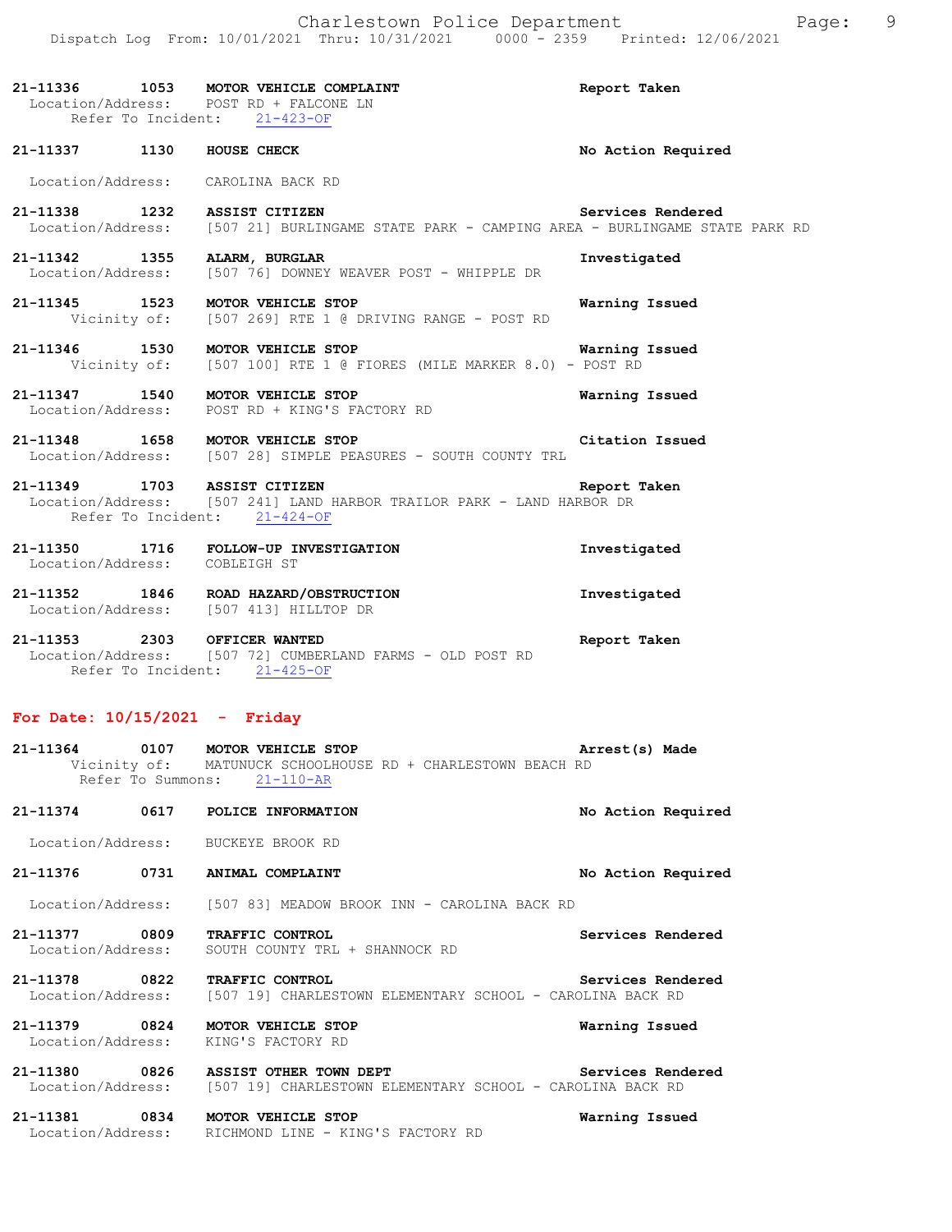**21-11336 1053 MOTOR VEHICLE COMPLAINT** — **Report Taken**
Location/Address: POST RD + FALCONE LN
Refer To Incident: 21-423-OF

**21-11337 1130 HOUSE CHECK** — **No Action Required**
Location/Address: CAROLINA BACK RD

**21-11338 1232 ASSIST CITIZEN** — **Services Rendered**
Location/Address: [507 21] BURLINGAME STATE PARK - CAMPING AREA - BURLINGAME STATE PARK RD

**21-11342 1355 ALARM, BURGLAR** — **Investigated**
Location/Address: [507 76] DOWNEY WEAVER POST - WHIPPLE DR

**21-11345 1523 MOTOR VEHICLE STOP** — **Warning Issued**
Vicinity of: [507 269] RTE 1 @ DRIVING RANGE - POST RD

**21-11346 1530 MOTOR VEHICLE STOP** — **Warning Issued**
Vicinity of: [507 100] RTE 1 @ FIORES (MILE MARKER 8.0) - POST RD

**21-11347 1540 MOTOR VEHICLE STOP** — **Warning Issued**
Location/Address: POST RD + KING'S FACTORY RD

**21-11348 1658 MOTOR VEHICLE STOP** — **Citation Issued**
Location/Address: [507 28] SIMPLE PEASURES - SOUTH COUNTY TRL

**21-11349 1703 ASSIST CITIZEN** — **Report Taken**
Location/Address: [507 241] LAND HARBOR TRAILOR PARK - LAND HARBOR DR
Refer To Incident: 21-424-OF

**21-11350 1716 FOLLOW-UP INVESTIGATION** — **Investigated**
Location/Address: COBLEIGH ST

**21-11352 1846 ROAD HAZARD/OBSTRUCTION** — **Investigated**
Location/Address: [507 413] HILLTOP DR

**21-11353 2303 OFFICER WANTED** — **Report Taken**
Location/Address: [507 72] CUMBERLAND FARMS - OLD POST RD
Refer To Incident: 21-425-OF

## For Date: 10/15/2021 - Friday

**21-11364 0107 MOTOR VEHICLE STOP** — **Arrest(s) Made**
Vicinity of: MATUNUCK SCHOOLHOUSE RD + CHARLESTOWN BEACH RD
Refer To Summons: 21-110-AR

**21-11374 0617 POLICE INFORMATION** — **No Action Required**
Location/Address: BUCKEYE BROOK RD

**21-11376 0731 ANIMAL COMPLAINT** — **No Action Required**
Location/Address: [507 83] MEADOW BROOK INN - CAROLINA BACK RD

**21-11377 0809 TRAFFIC CONTROL** — **Services Rendered**
Location/Address: SOUTH COUNTY TRL + SHANNOCK RD

**21-11378 0822 TRAFFIC CONTROL** — **Services Rendered**
Location/Address: [507 19] CHARLESTOWN ELEMENTARY SCHOOL - CAROLINA BACK RD

**21-11379 0824 MOTOR VEHICLE STOP** — **Warning Issued**
Location/Address: KING'S FACTORY RD

**21-11380 0826 ASSIST OTHER TOWN DEPT** — **Services Rendered**
Location/Address: [507 19] CHARLESTOWN ELEMENTARY SCHOOL - CAROLINA BACK RD

**21-11381 0834 MOTOR VEHICLE STOP** — **Warning Issued**
Location/Address: RICHMOND LINE - KING'S FACTORY RD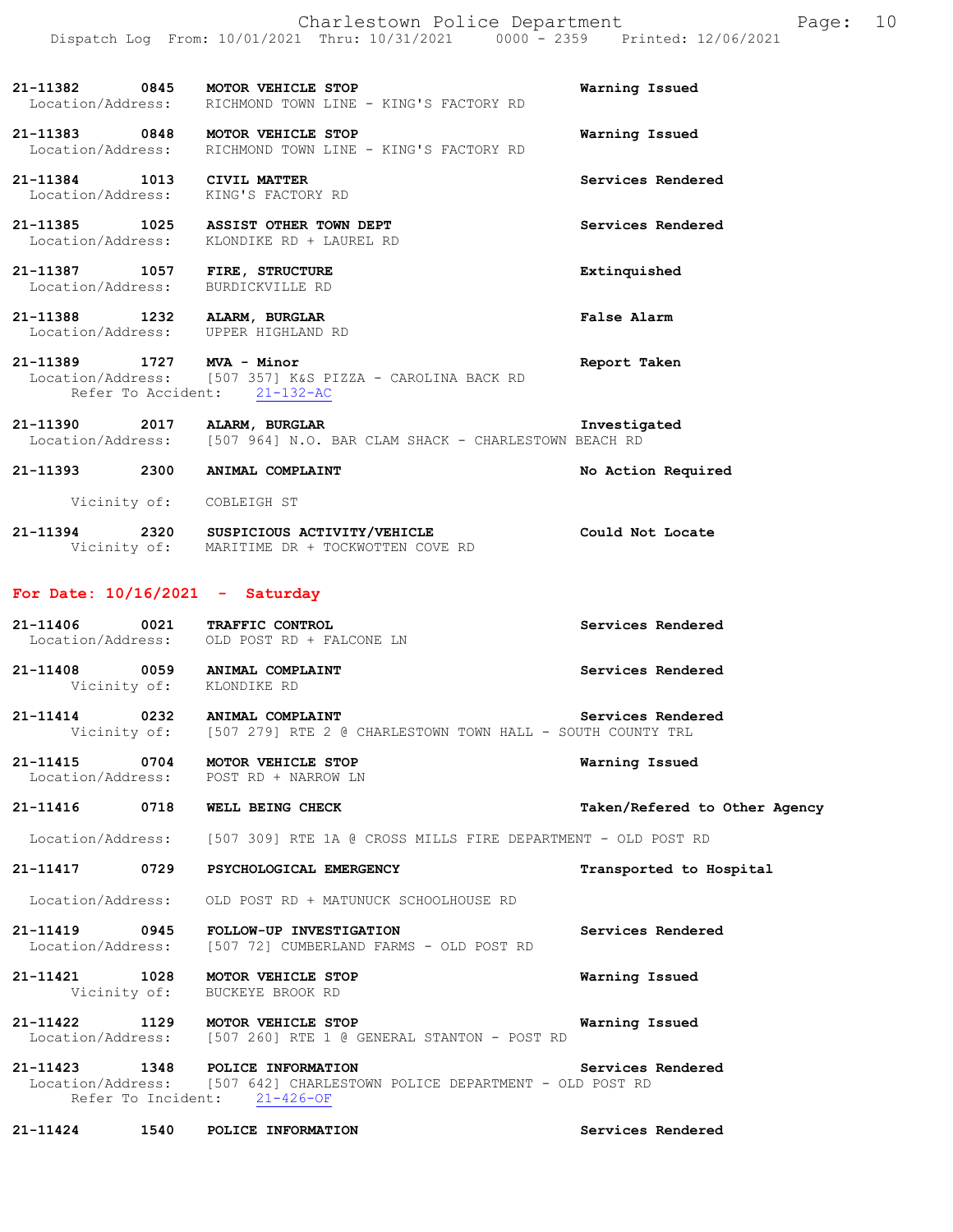**21-11382** 0845 **MOTOR VEHICLE STOP** **Warning Issued**
Location/Address: RICHMOND TOWN LINE - KING'S FACTORY RD

**21-11383** 0848 **MOTOR VEHICLE STOP** **Warning Issued**
Location/Address: RICHMOND TOWN LINE - KING'S FACTORY RD

**21-11384** 1013 **CIVIL MATTER** **Services Rendered**
Location/Address: KING'S FACTORY RD

**21-11385** 1025 **ASSIST OTHER TOWN DEPT** **Services Rendered**
Location/Address: KLONDIKE RD + LAUREL RD

**21-11387** 1057 **FIRE, STRUCTURE** **Extinquished**
Location/Address: BURDICKVILLE RD

**21-11388** 1232 **ALARM, BURGLAR** **False Alarm**
Location/Address: UPPER HIGHLAND RD

**21-11389** 1727 **MVA - Minor** **Report Taken**
Location/Address: [507 357] K&S PIZZA - CAROLINA BACK RD
Refer To Accident: 21-132-AC

**21-11390** 2017 **ALARM, BURGLAR** **Investigated**
Location/Address: [507 964] N.O. BAR CLAM SHACK - CHARLESTOWN BEACH RD

**21-11393** 2300 **ANIMAL COMPLAINT** **No Action Required**
Vicinity of: COBLEIGH ST

**21-11394** 2320 **SUSPICIOUS ACTIVITY/VEHICLE** **Could Not Locate**
Vicinity of: MARITIME DR + TOCKWOTTEN COVE RD

## For Date: 10/16/2021 - Saturday

**21-11406** 0021 **TRAFFIC CONTROL** **Services Rendered**
Location/Address: OLD POST RD + FALCONE LN

**21-11408** 0059 **ANIMAL COMPLAINT** **Services Rendered**
Vicinity of: KLONDIKE RD

**21-11414** 0232 **ANIMAL COMPLAINT** **Services Rendered**
Vicinity of: [507 279] RTE 2 @ CHARLESTOWN TOWN HALL - SOUTH COUNTY TRL

**21-11415** 0704 **MOTOR VEHICLE STOP** **Warning Issued**
Location/Address: POST RD + NARROW LN

**21-11416** 0718 **WELL BEING CHECK** **Taken/Refered to Other Agency**
Location/Address: [507 309] RTE 1A @ CROSS MILLS FIRE DEPARTMENT - OLD POST RD

**21-11417** 0729 **PSYCHOLOGICAL EMERGENCY** **Transported to Hospital**
Location/Address: OLD POST RD + MATUNUCK SCHOOLHOUSE RD

**21-11419** 0945 **FOLLOW-UP INVESTIGATION** **Services Rendered**
Location/Address: [507 72] CUMBERLAND FARMS - OLD POST RD

**21-11421** 1028 **MOTOR VEHICLE STOP** **Warning Issued**
Vicinity of: BUCKEYE BROOK RD

**21-11422** 1129 **MOTOR VEHICLE STOP** **Warning Issued**
Location/Address: [507 260] RTE 1 @ GENERAL STANTON - POST RD

**21-11423** 1348 **POLICE INFORMATION** **Services Rendered**
Location/Address: [507 642] CHARLESTOWN POLICE DEPARTMENT - OLD POST RD
Refer To Incident: 21-426-OF

**21-11424** 1540 **POLICE INFORMATION** **Services Rendered**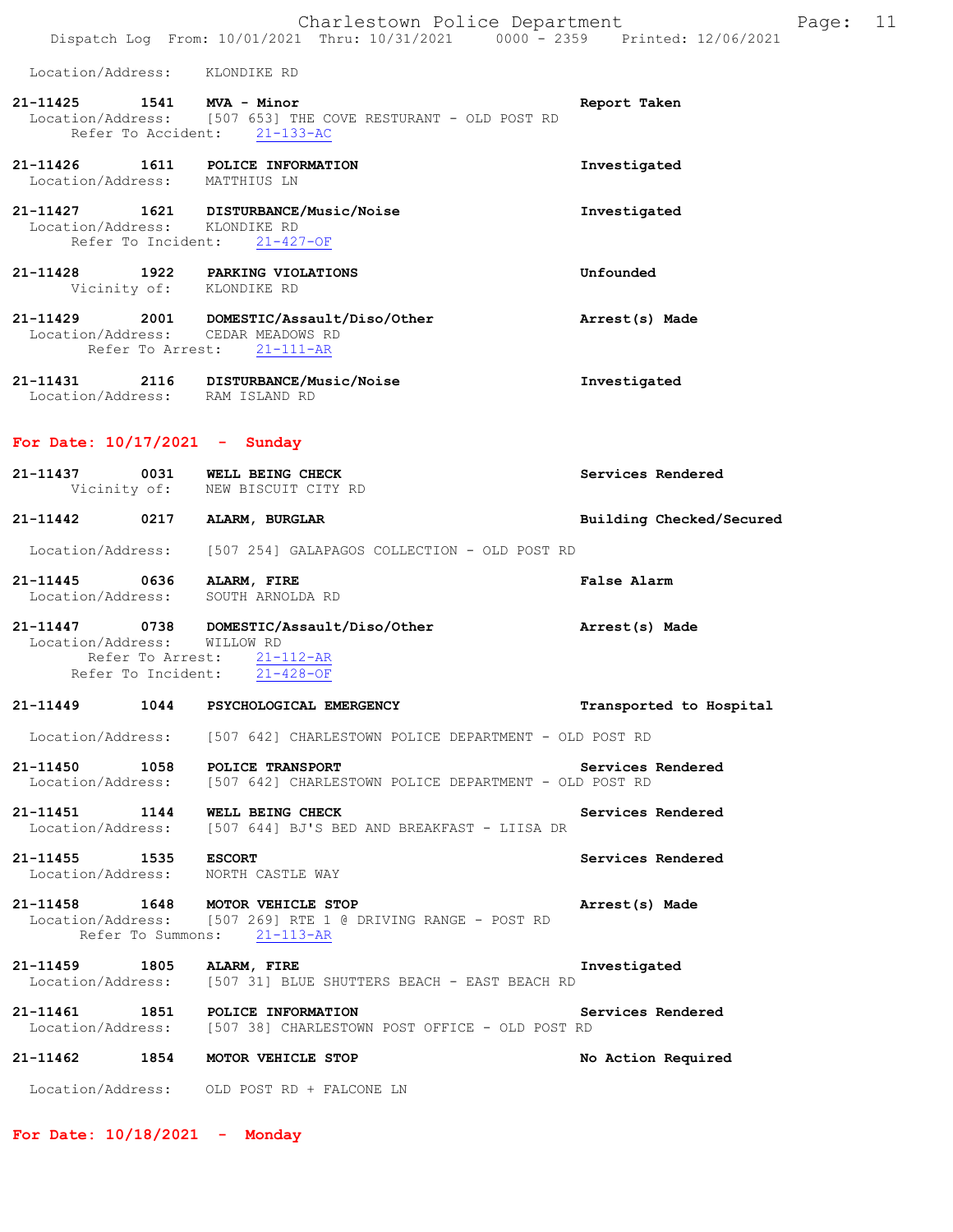Location/Address: KLONDIKE RD

**21-11425 1541 MVA - Minor** — Report Taken
Location/Address: [507 653] THE COVE RESTURANT - OLD POST RD
Refer To Accident: 21-133-AC

**21-11426 1611 POLICE INFORMATION** — Investigated
Location/Address: MATTHIUS LN

**21-11427 1621 DISTURBANCE/Music/Noise** — Investigated
Location/Address: KLONDIKE RD
Refer To Incident: 21-427-OF

**21-11428 1922 PARKING VIOLATIONS** — Unfounded
Vicinity of: KLONDIKE RD

**21-11429 2001 DOMESTIC/Assault/Diso/Other** — Arrest(s) Made
Location/Address: CEDAR MEADOWS RD
Refer To Arrest: 21-111-AR

**21-11431 2116 DISTURBANCE/Music/Noise** — Investigated
Location/Address: RAM ISLAND RD

## For Date: 10/17/2021 - Sunday

**21-11437 0031 WELL BEING CHECK** — Services Rendered
Vicinity of: NEW BISCUIT CITY RD

**21-11442 0217 ALARM, BURGLAR** — Building Checked/Secured
Location/Address: [507 254] GALAPAGOS COLLECTION - OLD POST RD

**21-11445 0636 ALARM, FIRE** — False Alarm
Location/Address: SOUTH ARNOLDA RD

**21-11447 0738 DOMESTIC/Assault/Diso/Other** — Arrest(s) Made
Location/Address: WILLOW RD
Refer To Arrest: 21-112-AR
Refer To Incident: 21-428-OF

**21-11449 1044 PSYCHOLOGICAL EMERGENCY** — Transported to Hospital
Location/Address: [507 642] CHARLESTOWN POLICE DEPARTMENT - OLD POST RD

**21-11450 1058 POLICE TRANSPORT** — Services Rendered
Location/Address: [507 642] CHARLESTOWN POLICE DEPARTMENT - OLD POST RD

**21-11451 1144 WELL BEING CHECK** — Services Rendered
Location/Address: [507 644] BJ'S BED AND BREAKFAST - LIISA DR

**21-11455 1535 ESCORT** — Services Rendered
Location/Address: NORTH CASTLE WAY

**21-11458 1648 MOTOR VEHICLE STOP** — Arrest(s) Made
Location/Address: [507 269] RTE 1 @ DRIVING RANGE - POST RD
Refer To Summons: 21-113-AR

**21-11459 1805 ALARM, FIRE** — Investigated
Location/Address: [507 31] BLUE SHUTTERS BEACH - EAST BEACH RD

**21-11461 1851 POLICE INFORMATION** — Services Rendered
Location/Address: [507 38] CHARLESTOWN POST OFFICE - OLD POST RD

**21-11462 1854 MOTOR VEHICLE STOP** — No Action Required
Location/Address: OLD POST RD + FALCONE LN

## For Date: 10/18/2021 - Monday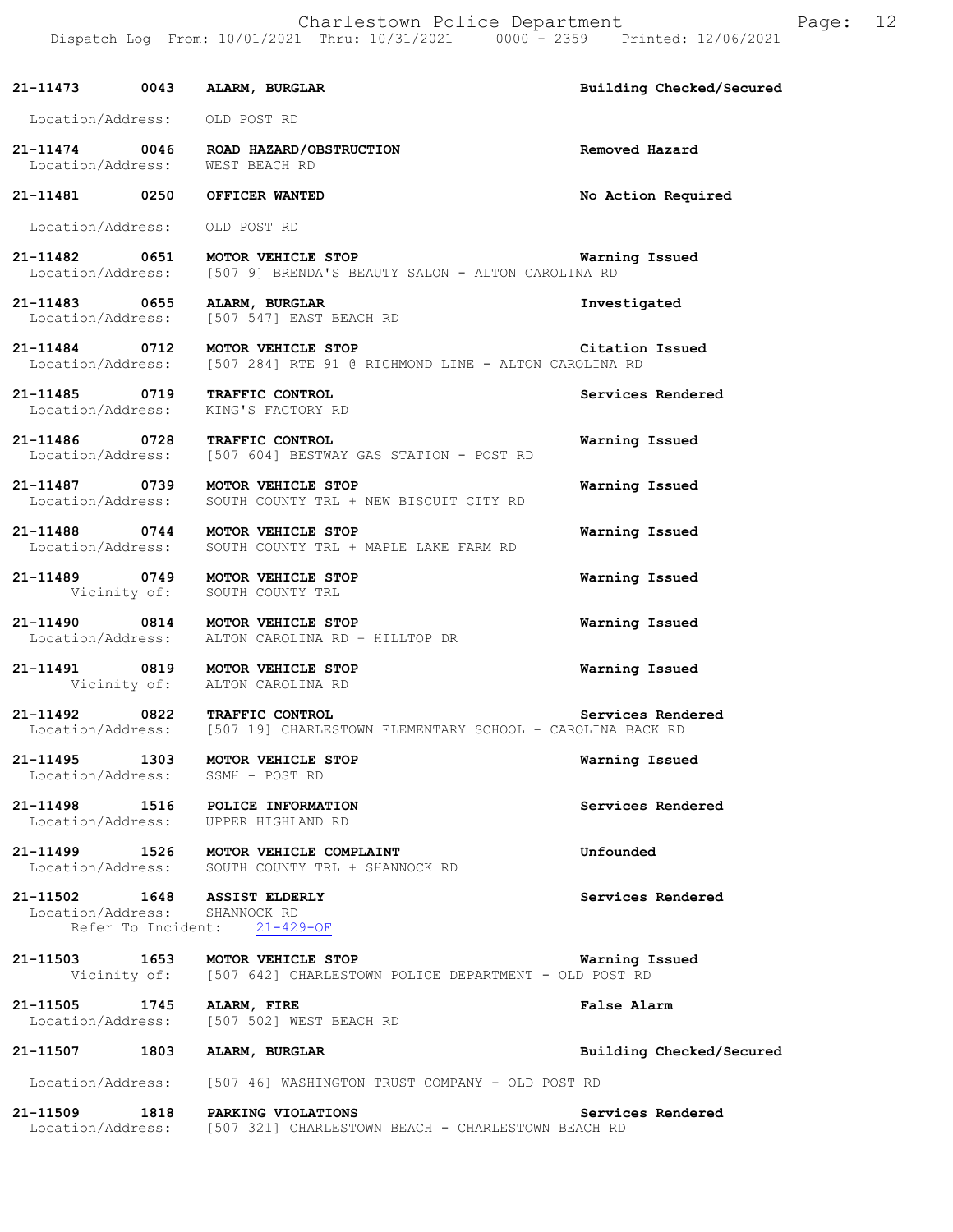21-11473 0043 **ALARM, BURGLAR** **Building Checked/Secured**
Location/Address: OLD POST RD

21-11474 0046 **ROAD HAZARD/OBSTRUCTION** **Removed Hazard**
Location/Address: WEST BEACH RD

21-11481 0250 **OFFICER WANTED** **No Action Required**
Location/Address: OLD POST RD

21-11482 0651 **MOTOR VEHICLE STOP** **Warning Issued**
Location/Address: [507 9] BRENDA'S BEAUTY SALON - ALTON CAROLINA RD

21-11483 0655 **ALARM, BURGLAR** **Investigated**
Location/Address: [507 547] EAST BEACH RD

21-11484 0712 **MOTOR VEHICLE STOP** **Citation Issued**
Location/Address: [507 284] RTE 91 @ RICHMOND LINE - ALTON CAROLINA RD

21-11485 0719 **TRAFFIC CONTROL** **Services Rendered**
Location/Address: KING'S FACTORY RD

21-11486 0728 **TRAFFIC CONTROL** **Warning Issued**
Location/Address: [507 604] BESTWAY GAS STATION - POST RD

21-11487 0739 **MOTOR VEHICLE STOP** **Warning Issued**
Location/Address: SOUTH COUNTY TRL + NEW BISCUIT CITY RD

21-11488 0744 **MOTOR VEHICLE STOP** **Warning Issued**
Location/Address: SOUTH COUNTY TRL + MAPLE LAKE FARM RD

21-11489 0749 **MOTOR VEHICLE STOP** **Warning Issued**
Vicinity of: SOUTH COUNTY TRL

21-11490 0814 **MOTOR VEHICLE STOP** **Warning Issued**
Location/Address: ALTON CAROLINA RD + HILLTOP DR

21-11491 0819 **MOTOR VEHICLE STOP** **Warning Issued**
Vicinity of: ALTON CAROLINA RD

21-11492 0822 **TRAFFIC CONTROL** **Services Rendered**
Location/Address: [507 19] CHARLESTOWN ELEMENTARY SCHOOL - CAROLINA BACK RD

21-11495 1303 **MOTOR VEHICLE STOP** **Warning Issued**
Location/Address: SSMH - POST RD

21-11498 1516 **POLICE INFORMATION** **Services Rendered**
Location/Address: UPPER HIGHLAND RD

21-11499 1526 **MOTOR VEHICLE COMPLAINT** **Unfounded**
Location/Address: SOUTH COUNTY TRL + SHANNOCK RD

21-11502 1648 **ASSIST ELDERLY** **Services Rendered**
Location/Address: SHANNOCK RD
Refer To Incident: 21-429-OF

21-11503 1653 **MOTOR VEHICLE STOP** **Warning Issued**
Vicinity of: [507 642] CHARLESTOWN POLICE DEPARTMENT - OLD POST RD

21-11505 1745 **ALARM, FIRE** **False Alarm**
Location/Address: [507 502] WEST BEACH RD

21-11507 1803 **ALARM, BURGLAR** **Building Checked/Secured**
Location/Address: [507 46] WASHINGTON TRUST COMPANY - OLD POST RD

21-11509 1818 **PARKING VIOLATIONS** **Services Rendered**
Location/Address: [507 321] CHARLESTOWN BEACH - CHARLESTOWN BEACH RD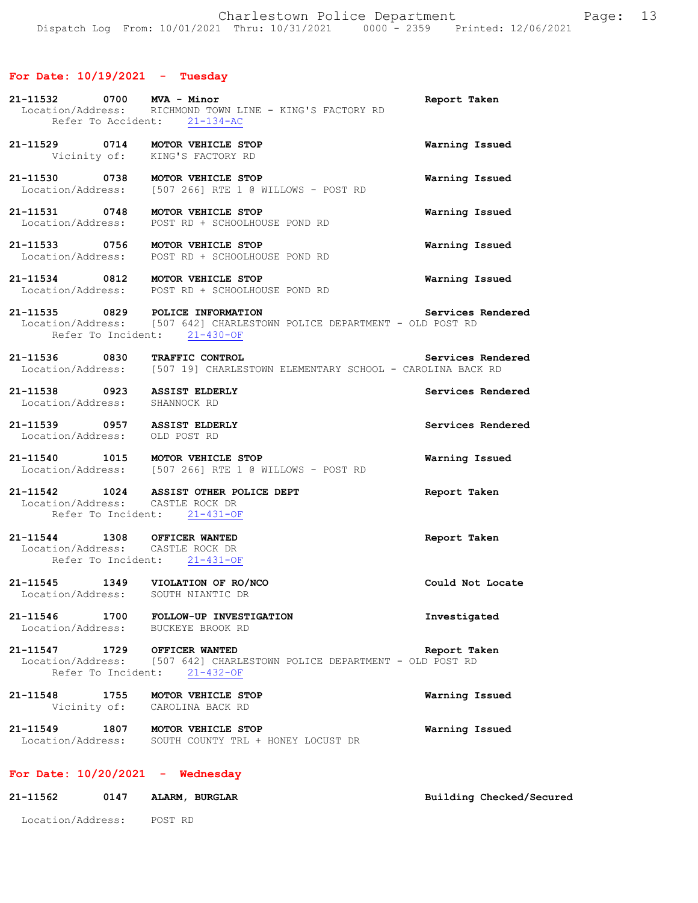## For Date: 10/19/2021 - Tuesday

**21-11532 0700 MVA - Minor** — **Report Taken**
Location/Address: RICHMOND TOWN LINE - KING'S FACTORY RD
Refer To Accident: 21-134-AC

**21-11529 0714 MOTOR VEHICLE STOP** — **Warning Issued**
Vicinity of: KING'S FACTORY RD

**21-11530 0738 MOTOR VEHICLE STOP** — **Warning Issued**
Location/Address: [507 266] RTE 1 @ WILLOWS - POST RD

**21-11531 0748 MOTOR VEHICLE STOP** — **Warning Issued**
Location/Address: POST RD + SCHOOLHOUSE POND RD

**21-11533 0756 MOTOR VEHICLE STOP** — **Warning Issued**
Location/Address: POST RD + SCHOOLHOUSE POND RD

**21-11534 0812 MOTOR VEHICLE STOP** — **Warning Issued**
Location/Address: POST RD + SCHOOLHOUSE POND RD

**21-11535 0829 POLICE INFORMATION** — **Services Rendered**
Location/Address: [507 642] CHARLESTOWN POLICE DEPARTMENT - OLD POST RD
Refer To Incident: 21-430-OF

**21-11536 0830 TRAFFIC CONTROL** — **Services Rendered**
Location/Address: [507 19] CHARLESTOWN ELEMENTARY SCHOOL - CAROLINA BACK RD

**21-11538 0923 ASSIST ELDERLY** — **Services Rendered**
Location/Address: SHANNOCK RD

**21-11539 0957 ASSIST ELDERLY** — **Services Rendered**
Location/Address: OLD POST RD

**21-11540 1015 MOTOR VEHICLE STOP** — **Warning Issued**
Location/Address: [507 266] RTE 1 @ WILLOWS - POST RD

**21-11542 1024 ASSIST OTHER POLICE DEPT** — **Report Taken**
Location/Address: CASTLE ROCK DR
Refer To Incident: 21-431-OF

**21-11544 1308 OFFICER WANTED** — **Report Taken**
Location/Address: CASTLE ROCK DR
Refer To Incident: 21-431-OF

**21-11545 1349 VIOLATION OF RO/NCO** — **Could Not Locate**
Location/Address: SOUTH NIANTIC DR

**21-11546 1700 FOLLOW-UP INVESTIGATION** — **Investigated**
Location/Address: BUCKEYE BROOK RD

**21-11547 1729 OFFICER WANTED** — **Report Taken**
Location/Address: [507 642] CHARLESTOWN POLICE DEPARTMENT - OLD POST RD
Refer To Incident: 21-432-OF

**21-11548 1755 MOTOR VEHICLE STOP** — **Warning Issued**
Vicinity of: CAROLINA BACK RD

**21-11549 1807 MOTOR VEHICLE STOP** — **Warning Issued**
Location/Address: SOUTH COUNTY TRL + HONEY LOCUST DR

## For Date: 10/20/2021 - Wednesday

**21-11562 0147 ALARM, BURGLAR** — **Building Checked/Secured**
Location/Address: POST RD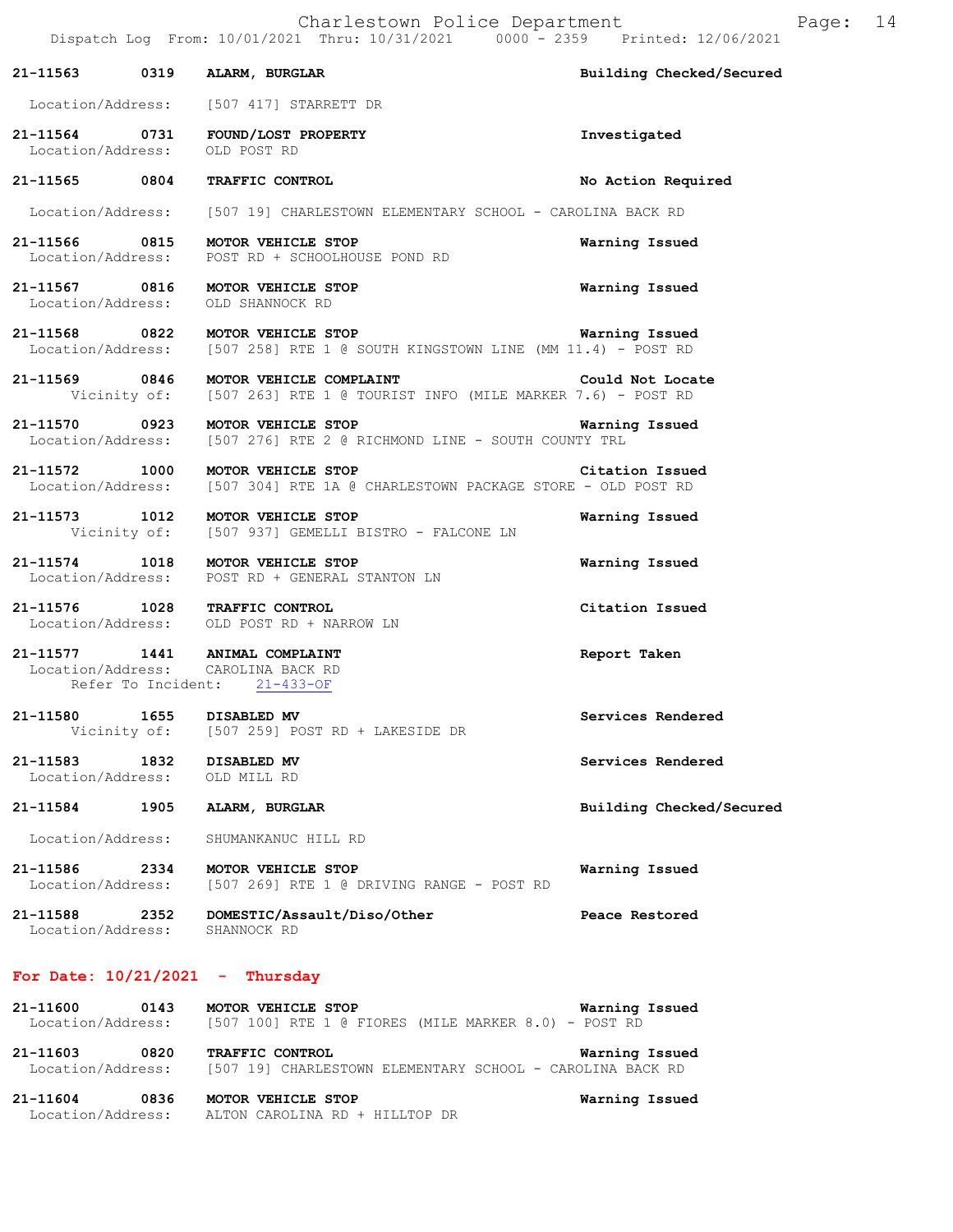21-11563 0319 **ALARM, BURGLAR** Building Checked/Secured
Location/Address: [507 417] STARRETT DR

21-11564 0731 **FOUND/LOST PROPERTY** Investigated
Location/Address: OLD POST RD

21-11565 0804 **TRAFFIC CONTROL** No Action Required
Location/Address: [507 19] CHARLESTOWN ELEMENTARY SCHOOL - CAROLINA BACK RD

21-11566 0815 **MOTOR VEHICLE STOP** Warning Issued
Location/Address: POST RD + SCHOOLHOUSE POND RD

21-11567 0816 **MOTOR VEHICLE STOP** Warning Issued
Location/Address: OLD SHANNOCK RD

21-11568 0822 **MOTOR VEHICLE STOP** Warning Issued
Location/Address: [507 258] RTE 1 @ SOUTH KINGSTOWN LINE (MM 11.4) - POST RD

21-11569 0846 **MOTOR VEHICLE COMPLAINT** Could Not Locate
Vicinity of: [507 263] RTE 1 @ TOURIST INFO (MILE MARKER 7.6) - POST RD

21-11570 0923 **MOTOR VEHICLE STOP** Warning Issued
Location/Address: [507 276] RTE 2 @ RICHMOND LINE - SOUTH COUNTY TRL

21-11572 1000 **MOTOR VEHICLE STOP** Citation Issued
Location/Address: [507 304] RTE 1A @ CHARLESTOWN PACKAGE STORE - OLD POST RD

21-11573 1012 **MOTOR VEHICLE STOP** Warning Issued
Vicinity of: [507 937] GEMELLI BISTRO - FALCONE LN

21-11574 1018 **MOTOR VEHICLE STOP** Warning Issued
Location/Address: POST RD + GENERAL STANTON LN

21-11576 1028 **TRAFFIC CONTROL** Citation Issued
Location/Address: OLD POST RD + NARROW LN

21-11577 1441 **ANIMAL COMPLAINT** Report Taken
Location/Address: CAROLINA BACK RD
Refer To Incident: 21-433-OF

21-11580 1655 **DISABLED MV** Services Rendered
Vicinity of: [507 259] POST RD + LAKESIDE DR

21-11583 1832 **DISABLED MV** Services Rendered
Location/Address: OLD MILL RD

21-11584 1905 **ALARM, BURGLAR** Building Checked/Secured
Location/Address: SHUMANKANUC HILL RD

21-11586 2334 **MOTOR VEHICLE STOP** Warning Issued
Location/Address: [507 269] RTE 1 @ DRIVING RANGE - POST RD

21-11588 2352 **DOMESTIC/Assault/Diso/Other** Peace Restored
Location/Address: SHANNOCK RD

## For Date: 10/21/2021 - Thursday

21-11600 0143 **MOTOR VEHICLE STOP** Warning Issued
Location/Address: [507 100] RTE 1 @ FIORES (MILE MARKER 8.0) - POST RD

21-11603 0820 **TRAFFIC CONTROL** Warning Issued
Location/Address: [507 19] CHARLESTOWN ELEMENTARY SCHOOL - CAROLINA BACK RD

21-11604 0836 **MOTOR VEHICLE STOP** Warning Issued
Location/Address: ALTON CAROLINA RD + HILLTOP DR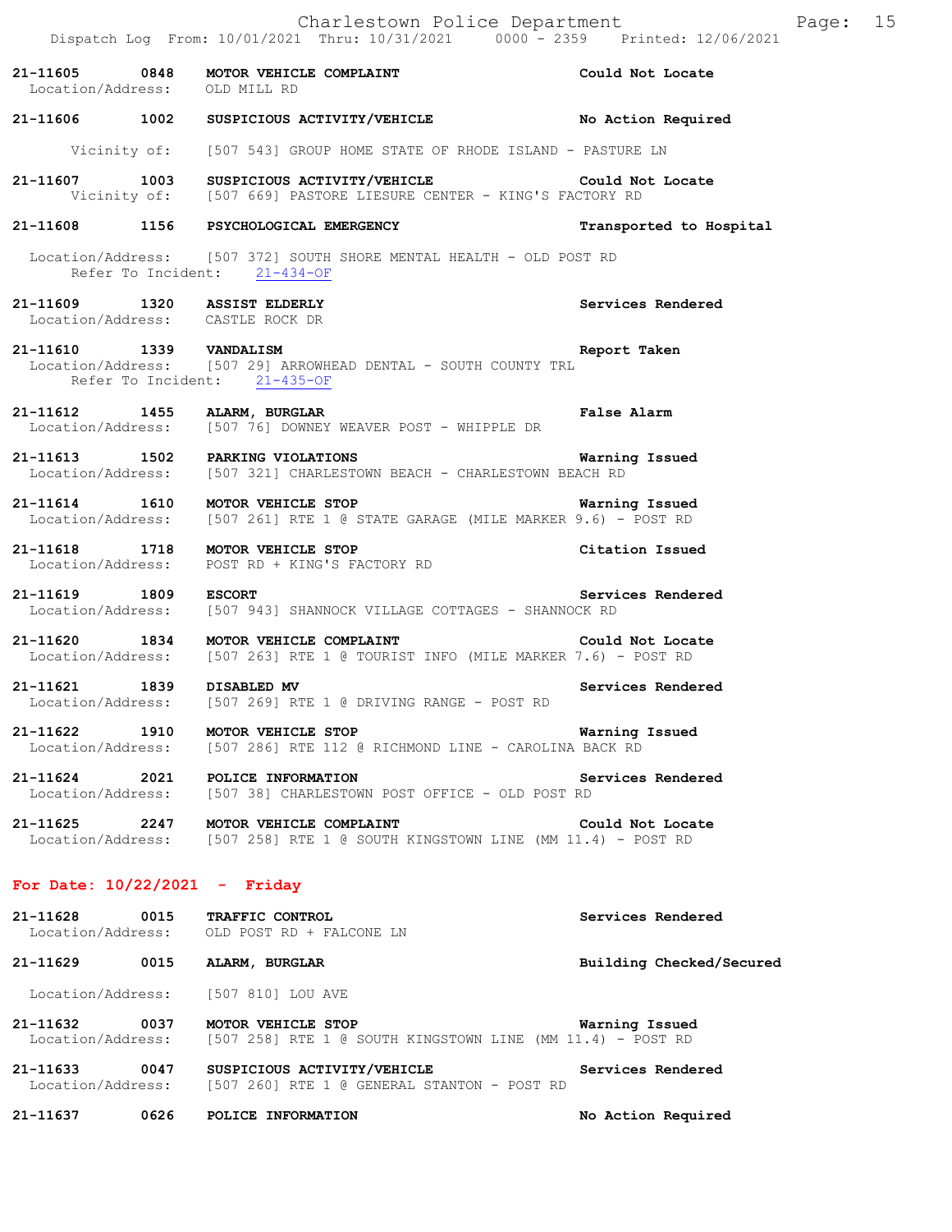21-11605 0848 **MOTOR VEHICLE COMPLAINT** Could Not Locate
Location/Address: OLD MILL RD

21-11606 1002 **SUSPICIOUS ACTIVITY/VEHICLE** No Action Required
Vicinity of: [507 543] GROUP HOME STATE OF RHODE ISLAND - PASTURE LN

21-11607 1003 **SUSPICIOUS ACTIVITY/VEHICLE** Could Not Locate
Vicinity of: [507 669] PASTORE LIESURE CENTER - KING'S FACTORY RD

21-11608 1156 **PSYCHOLOGICAL EMERGENCY** Transported to Hospital
Location/Address: [507 372] SOUTH SHORE MENTAL HEALTH - OLD POST RD
Refer To Incident: 21-434-OF

21-11609 1320 **ASSIST ELDERLY** Services Rendered
Location/Address: CASTLE ROCK DR

21-11610 1339 **VANDALISM** Report Taken
Location/Address: [507 29] ARROWHEAD DENTAL - SOUTH COUNTY TRL
Refer To Incident: 21-435-OF

21-11612 1455 **ALARM, BURGLAR** False Alarm
Location/Address: [507 76] DOWNEY WEAVER POST - WHIPPLE DR

21-11613 1502 **PARKING VIOLATIONS** Warning Issued
Location/Address: [507 321] CHARLESTOWN BEACH - CHARLESTOWN BEACH RD

21-11614 1610 **MOTOR VEHICLE STOP** Warning Issued
Location/Address: [507 261] RTE 1 @ STATE GARAGE (MILE MARKER 9.6) - POST RD

21-11618 1718 **MOTOR VEHICLE STOP** Citation Issued
Location/Address: POST RD + KING'S FACTORY RD

21-11619 1809 **ESCORT** Services Rendered
Location/Address: [507 943] SHANNOCK VILLAGE COTTAGES - SHANNOCK RD

21-11620 1834 **MOTOR VEHICLE COMPLAINT** Could Not Locate
Location/Address: [507 263] RTE 1 @ TOURIST INFO (MILE MARKER 7.6) - POST RD

21-11621 1839 **DISABLED MV** Services Rendered
Location/Address: [507 269] RTE 1 @ DRIVING RANGE - POST RD

21-11622 1910 **MOTOR VEHICLE STOP** Warning Issued
Location/Address: [507 286] RTE 112 @ RICHMOND LINE - CAROLINA BACK RD

21-11624 2021 **POLICE INFORMATION** Services Rendered
Location/Address: [507 38] CHARLESTOWN POST OFFICE - OLD POST RD

21-11625 2247 **MOTOR VEHICLE COMPLAINT** Could Not Locate
Location/Address: [507 258] RTE 1 @ SOUTH KINGSTOWN LINE (MM 11.4) - POST RD

## For Date: 10/22/2021 - Friday

21-11628 0015 **TRAFFIC CONTROL** Services Rendered
Location/Address: OLD POST RD + FALCONE LN

21-11629 0015 **ALARM, BURGLAR** Building Checked/Secured
Location/Address: [507 810] LOU AVE

21-11632 0037 **MOTOR VEHICLE STOP** Warning Issued
Location/Address: [507 258] RTE 1 @ SOUTH KINGSTOWN LINE (MM 11.4) - POST RD

21-11633 0047 **SUSPICIOUS ACTIVITY/VEHICLE** Services Rendered
Location/Address: [507 260] RTE 1 @ GENERAL STANTON - POST RD

21-11637 0626 **POLICE INFORMATION** No Action Required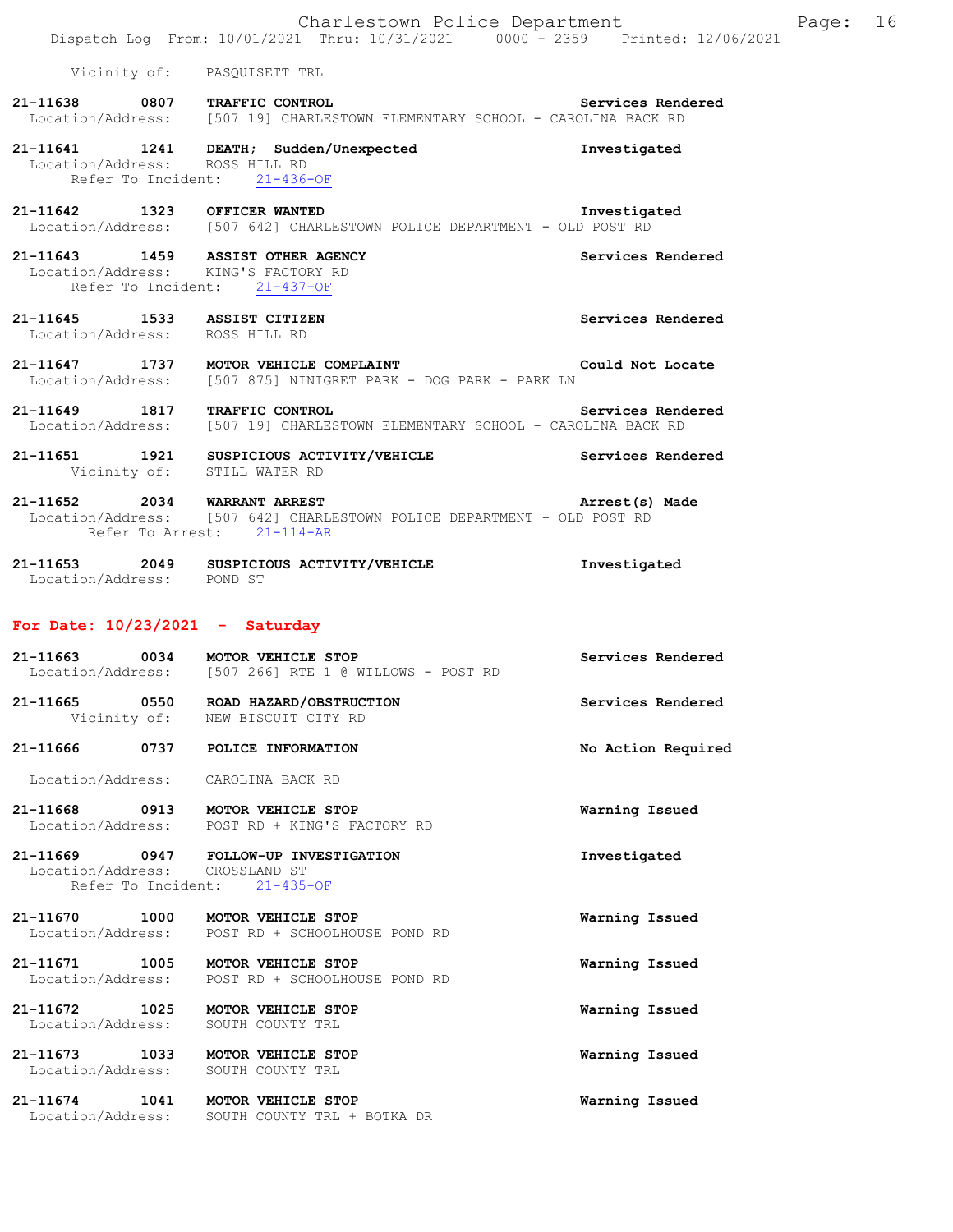Vicinity of: PASQUISETT TRL

**21-11638 0807 TRAFFIC CONTROL** — Services Rendered
Location/Address: [507 19] CHARLESTOWN ELEMENTARY SCHOOL - CAROLINA BACK RD

**21-11641 1241 DEATH; Sudden/Unexpected** — Investigated
Location/Address: ROSS HILL RD
Refer To Incident: 21-436-OF

**21-11642 1323 OFFICER WANTED** — Investigated
Location/Address: [507 642] CHARLESTOWN POLICE DEPARTMENT - OLD POST RD

**21-11643 1459 ASSIST OTHER AGENCY** — Services Rendered
Location/Address: KING'S FACTORY RD
Refer To Incident: 21-437-OF

**21-11645 1533 ASSIST CITIZEN** — Services Rendered
Location/Address: ROSS HILL RD

**21-11647 1737 MOTOR VEHICLE COMPLAINT** — Could Not Locate
Location/Address: [507 875] NINIGRET PARK - DOG PARK - PARK LN

**21-11649 1817 TRAFFIC CONTROL** — Services Rendered
Location/Address: [507 19] CHARLESTOWN ELEMENTARY SCHOOL - CAROLINA BACK RD

**21-11651 1921 SUSPICIOUS ACTIVITY/VEHICLE** — Services Rendered
Vicinity of: STILL WATER RD

**21-11652 2034 WARRANT ARREST** — Arrest(s) Made
Location/Address: [507 642] CHARLESTOWN POLICE DEPARTMENT - OLD POST RD
Refer To Arrest: 21-114-AR

**21-11653 2049 SUSPICIOUS ACTIVITY/VEHICLE** — Investigated
Location/Address: POND ST

## For Date: 10/23/2021 - Saturday

**21-11663 0034 MOTOR VEHICLE STOP** — Services Rendered
Location/Address: [507 266] RTE 1 @ WILLOWS - POST RD

**21-11665 0550 ROAD HAZARD/OBSTRUCTION** — Services Rendered
Vicinity of: NEW BISCUIT CITY RD

**21-11666 0737 POLICE INFORMATION** — No Action Required
Location/Address: CAROLINA BACK RD

**21-11668 0913 MOTOR VEHICLE STOP** — Warning Issued
Location/Address: POST RD + KING'S FACTORY RD

**21-11669 0947 FOLLOW-UP INVESTIGATION** — Investigated
Location/Address: CROSSLAND ST
Refer To Incident: 21-435-OF

**21-11670 1000 MOTOR VEHICLE STOP** — Warning Issued
Location/Address: POST RD + SCHOOLHOUSE POND RD

**21-11671 1005 MOTOR VEHICLE STOP** — Warning Issued
Location/Address: POST RD + SCHOOLHOUSE POND RD

**21-11672 1025 MOTOR VEHICLE STOP** — Warning Issued
Location/Address: SOUTH COUNTY TRL

**21-11673 1033 MOTOR VEHICLE STOP** — Warning Issued
Location/Address: SOUTH COUNTY TRL

**21-11674 1041 MOTOR VEHICLE STOP** — Warning Issued
Location/Address: SOUTH COUNTY TRL + BOTKA DR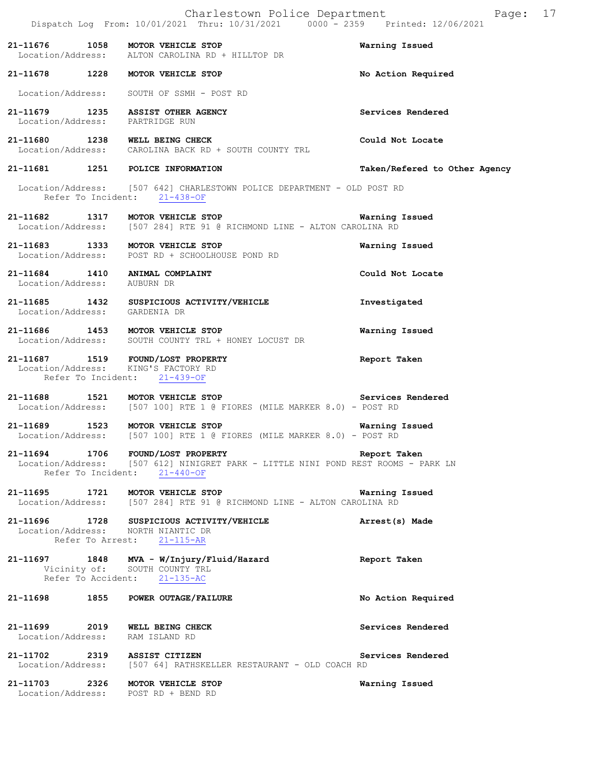21-11676 1058 **MOTOR VEHICLE STOP** Warning Issued
Location/Address: ALTON CAROLINA RD + HILLTOP DR

21-11678 1228 **MOTOR VEHICLE STOP** No Action Required
Location/Address: SOUTH OF SSMH - POST RD

21-11679 1235 **ASSIST OTHER AGENCY** Services Rendered
Location/Address: PARTRIDGE RUN

21-11680 1238 **WELL BEING CHECK** Could Not Locate
Location/Address: CAROLINA BACK RD + SOUTH COUNTY TRL

21-11681 1251 **POLICE INFORMATION** Taken/Refered to Other Agency
Location/Address: [507 642] CHARLESTOWN POLICE DEPARTMENT - OLD POST RD
Refer To Incident: 21-438-OF

21-11682 1317 **MOTOR VEHICLE STOP** Warning Issued
Location/Address: [507 284] RTE 91 @ RICHMOND LINE - ALTON CAROLINA RD

21-11683 1333 **MOTOR VEHICLE STOP** Warning Issued
Location/Address: POST RD + SCHOOLHOUSE POND RD

21-11684 1410 **ANIMAL COMPLAINT** Could Not Locate
Location/Address: AUBURN DR

21-11685 1432 **SUSPICIOUS ACTIVITY/VEHICLE** Investigated
Location/Address: GARDENIA DR

21-11686 1453 **MOTOR VEHICLE STOP** Warning Issued
Location/Address: SOUTH COUNTY TRL + HONEY LOCUST DR

21-11687 1519 **FOUND/LOST PROPERTY** Report Taken
Location/Address: KING'S FACTORY RD
Refer To Incident: 21-439-OF

21-11688 1521 **MOTOR VEHICLE STOP** Services Rendered
Location/Address: [507 100] RTE 1 @ FIORES (MILE MARKER 8.0) - POST RD

21-11689 1523 **MOTOR VEHICLE STOP** Warning Issued
Location/Address: [507 100] RTE 1 @ FIORES (MILE MARKER 8.0) - POST RD

21-11694 1706 **FOUND/LOST PROPERTY** Report Taken
Location/Address: [507 612] NINIGRET PARK - LITTLE NINI POND REST ROOMS - PARK LN
Refer To Incident: 21-440-OF

21-11695 1721 **MOTOR VEHICLE STOP** Warning Issued
Location/Address: [507 284] RTE 91 @ RICHMOND LINE - ALTON CAROLINA RD

21-11696 1728 **SUSPICIOUS ACTIVITY/VEHICLE** Arrest(s) Made
Location/Address: NORTH NIANTIC DR
Refer To Arrest: 21-115-AR

21-11697 1848 **MVA - W/Injury/Fluid/Hazard** Report Taken
Vicinity of: SOUTH COUNTY TRL
Refer To Accident: 21-135-AC

21-11698 1855 **POWER OUTAGE/FAILURE** No Action Required

21-11699 2019 **WELL BEING CHECK** Services Rendered
Location/Address: RAM ISLAND RD

21-11702 2319 **ASSIST CITIZEN** Services Rendered
Location/Address: [507 64] RATHSKELLER RESTAURANT - OLD COACH RD

21-11703 2326 **MOTOR VEHICLE STOP** Warning Issued
Location/Address: POST RD + BEND RD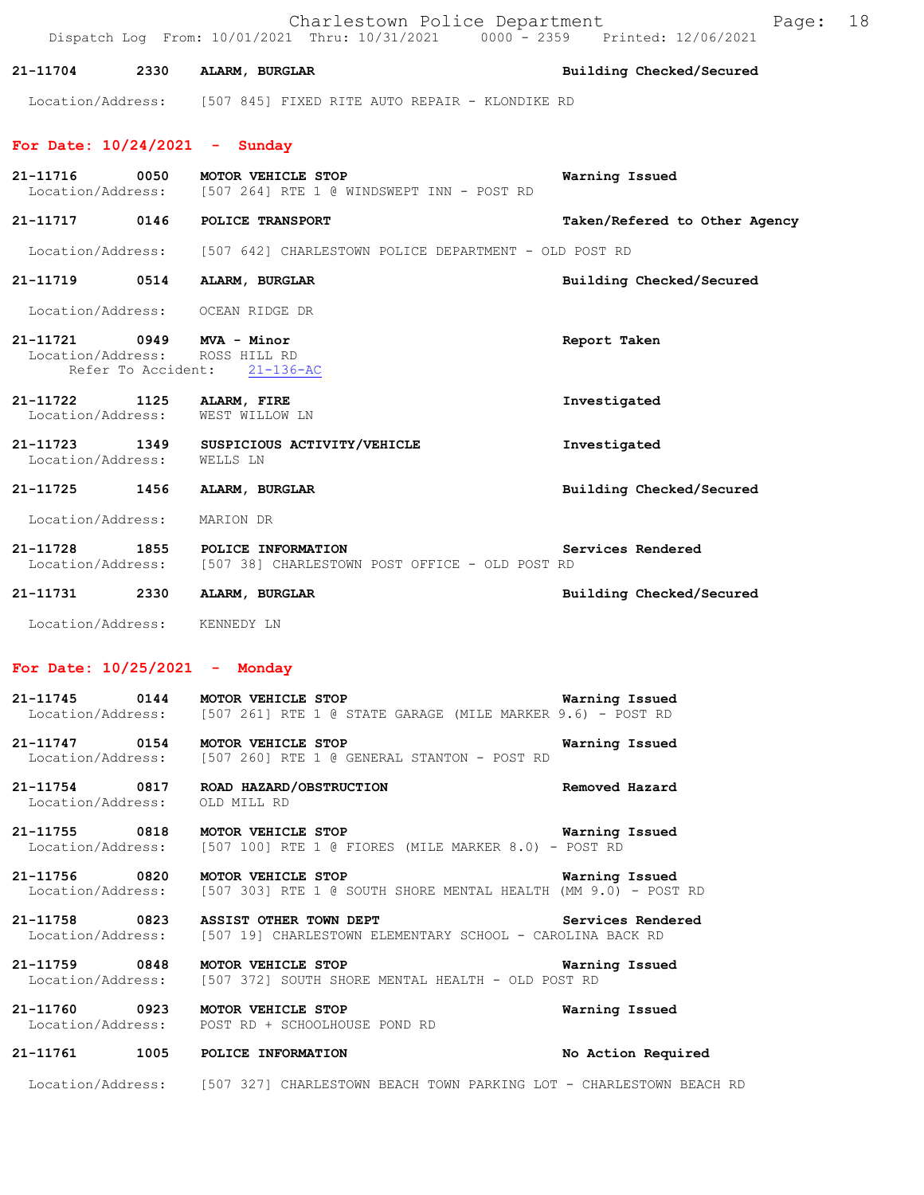21-11704 2330 **ALARM, BURGLAR** Building Checked/Secured

Location/Address: [507 845] FIXED RITE AUTO REPAIR - KLONDIKE RD

## For Date: 10/24/2021 - Sunday

**21-11716 0050 MOTOR VEHICLE STOP** Warning Issued
Location/Address: [507 264] RTE 1 @ WINDSWEPT INN - POST RD

**21-11717 0146 POLICE TRANSPORT** Taken/Refered to Other Agency

Location/Address: [507 642] CHARLESTOWN POLICE DEPARTMENT - OLD POST RD

**21-11719 0514 ALARM, BURGLAR** Building Checked/Secured

Location/Address: OCEAN RIDGE DR

**21-11721 0949 MVA - Minor** Report Taken
Location/Address: ROSS HILL RD
Refer To Accident: 21-136-AC

**21-11722 1125 ALARM, FIRE** Investigated
Location/Address: WEST WILLOW LN

**21-11723 1349 SUSPICIOUS ACTIVITY/VEHICLE** Investigated
Location/Address: WELLS LN

**21-11725 1456 ALARM, BURGLAR** Building Checked/Secured

Location/Address: MARION DR

**21-11728 1855 POLICE INFORMATION** Services Rendered
Location/Address: [507 38] CHARLESTOWN POST OFFICE - OLD POST RD

**21-11731 2330 ALARM, BURGLAR** Building Checked/Secured

Location/Address: KENNEDY LN

## For Date: 10/25/2021 - Monday

**21-11745 0144 MOTOR VEHICLE STOP** Warning Issued
Location/Address: [507 261] RTE 1 @ STATE GARAGE (MILE MARKER 9.6) - POST RD

**21-11747 0154 MOTOR VEHICLE STOP** Warning Issued
Location/Address: [507 260] RTE 1 @ GENERAL STANTON - POST RD

**21-11754 0817 ROAD HAZARD/OBSTRUCTION** Removed Hazard
Location/Address: OLD MILL RD

**21-11755 0818 MOTOR VEHICLE STOP** Warning Issued
Location/Address: [507 100] RTE 1 @ FIORES (MILE MARKER 8.0) - POST RD

**21-11756 0820 MOTOR VEHICLE STOP** Warning Issued
Location/Address: [507 303] RTE 1 @ SOUTH SHORE MENTAL HEALTH (MM 9.0) - POST RD

**21-11758 0823 ASSIST OTHER TOWN DEPT** Services Rendered
Location/Address: [507 19] CHARLESTOWN ELEMENTARY SCHOOL - CAROLINA BACK RD

**21-11759 0848 MOTOR VEHICLE STOP** Warning Issued
Location/Address: [507 372] SOUTH SHORE MENTAL HEALTH - OLD POST RD

**21-11760 0923 MOTOR VEHICLE STOP** Warning Issued
Location/Address: POST RD + SCHOOLHOUSE POND RD

**21-11761 1005 POLICE INFORMATION** No Action Required

Location/Address: [507 327] CHARLESTOWN BEACH TOWN PARKING LOT - CHARLESTOWN BEACH RD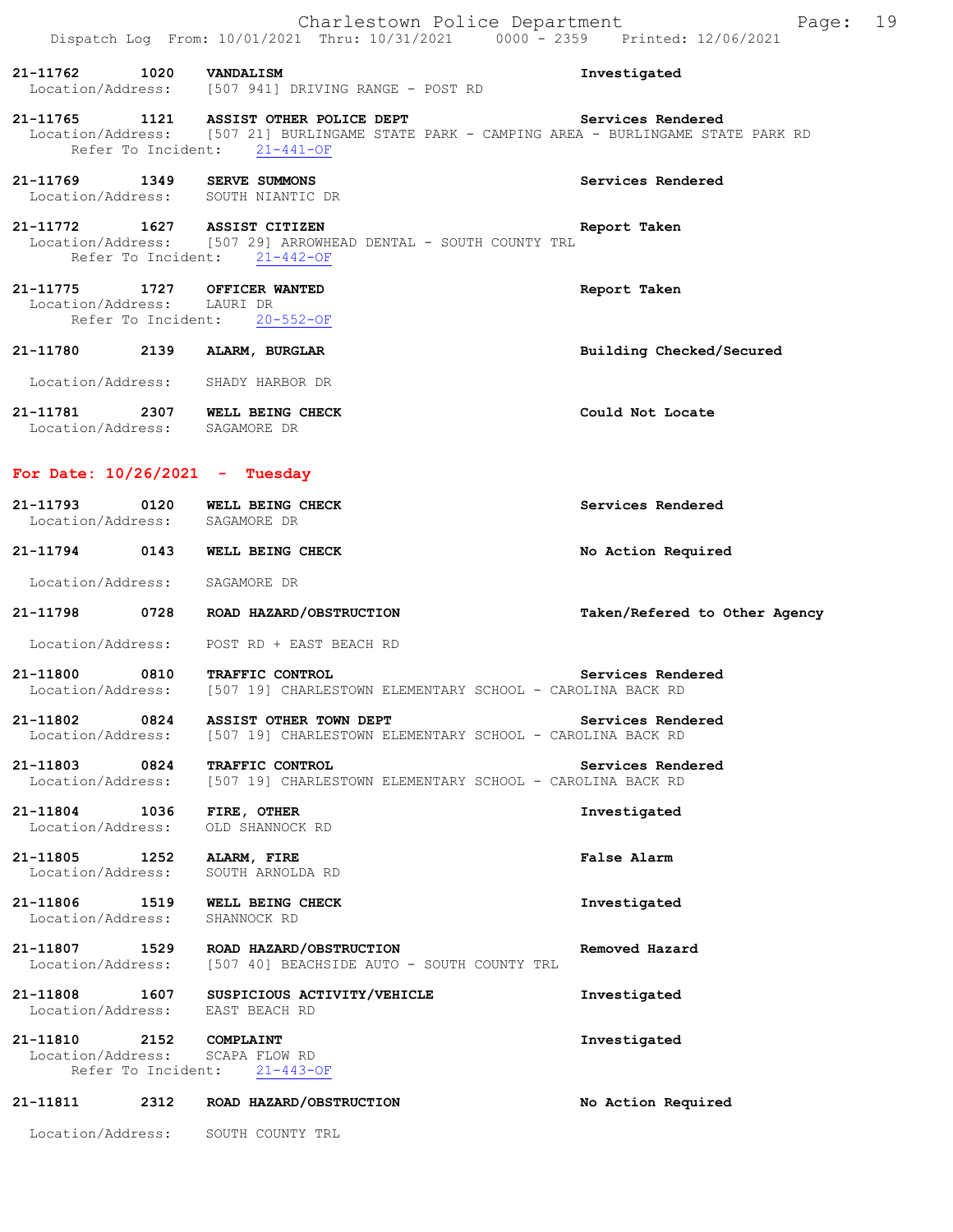**21-11762 1020 VANDALISM** — **Investigated**
Location/Address: [507 941] DRIVING RANGE - POST RD

**21-11765 1121 ASSIST OTHER POLICE DEPT** — **Services Rendered**
Location/Address: [507 21] BURLINGAME STATE PARK - CAMPING AREA - BURLINGAME STATE PARK RD
Refer To Incident: 21-441-OF

**21-11769 1349 SERVE SUMMONS** — **Services Rendered**
Location/Address: SOUTH NIANTIC DR

**21-11772 1627 ASSIST CITIZEN** — **Report Taken**
Location/Address: [507 29] ARROWHEAD DENTAL - SOUTH COUNTY TRL
Refer To Incident: 21-442-OF

**21-11775 1727 OFFICER WANTED** — **Report Taken**
Location/Address: LAURI DR
Refer To Incident: 20-552-OF

**21-11780 2139 ALARM, BURGLAR** — **Building Checked/Secured**
Location/Address: SHADY HARBOR DR

**21-11781 2307 WELL BEING CHECK** — **Could Not Locate**
Location/Address: SAGAMORE DR

## For Date: 10/26/2021 - Tuesday

**21-11793 0120 WELL BEING CHECK** — **Services Rendered**
Location/Address: SAGAMORE DR

**21-11794 0143 WELL BEING CHECK** — **No Action Required**
Location/Address: SAGAMORE DR

**21-11798 0728 ROAD HAZARD/OBSTRUCTION** — **Taken/Refered to Other Agency**
Location/Address: POST RD + EAST BEACH RD

**21-11800 0810 TRAFFIC CONTROL** — **Services Rendered**
Location/Address: [507 19] CHARLESTOWN ELEMENTARY SCHOOL - CAROLINA BACK RD

**21-11802 0824 ASSIST OTHER TOWN DEPT** — **Services Rendered**
Location/Address: [507 19] CHARLESTOWN ELEMENTARY SCHOOL - CAROLINA BACK RD

**21-11803 0824 TRAFFIC CONTROL** — **Services Rendered**
Location/Address: [507 19] CHARLESTOWN ELEMENTARY SCHOOL - CAROLINA BACK RD

**21-11804 1036 FIRE, OTHER** — **Investigated**
Location/Address: OLD SHANNOCK RD

**21-11805 1252 ALARM, FIRE** — **False Alarm**
Location/Address: SOUTH ARNOLDA RD

**21-11806 1519 WELL BEING CHECK** — **Investigated**
Location/Address: SHANNOCK RD

**21-11807 1529 ROAD HAZARD/OBSTRUCTION** — **Removed Hazard**
Location/Address: [507 40] BEACHSIDE AUTO - SOUTH COUNTY TRL

**21-11808 1607 SUSPICIOUS ACTIVITY/VEHICLE** — **Investigated**
Location/Address: EAST BEACH RD

**21-11810 2152 COMPLAINT** — **Investigated**
Location/Address: SCAPA FLOW RD
Refer To Incident: 21-443-OF

**21-11811 2312 ROAD HAZARD/OBSTRUCTION** — **No Action Required**
Location/Address: SOUTH COUNTY TRL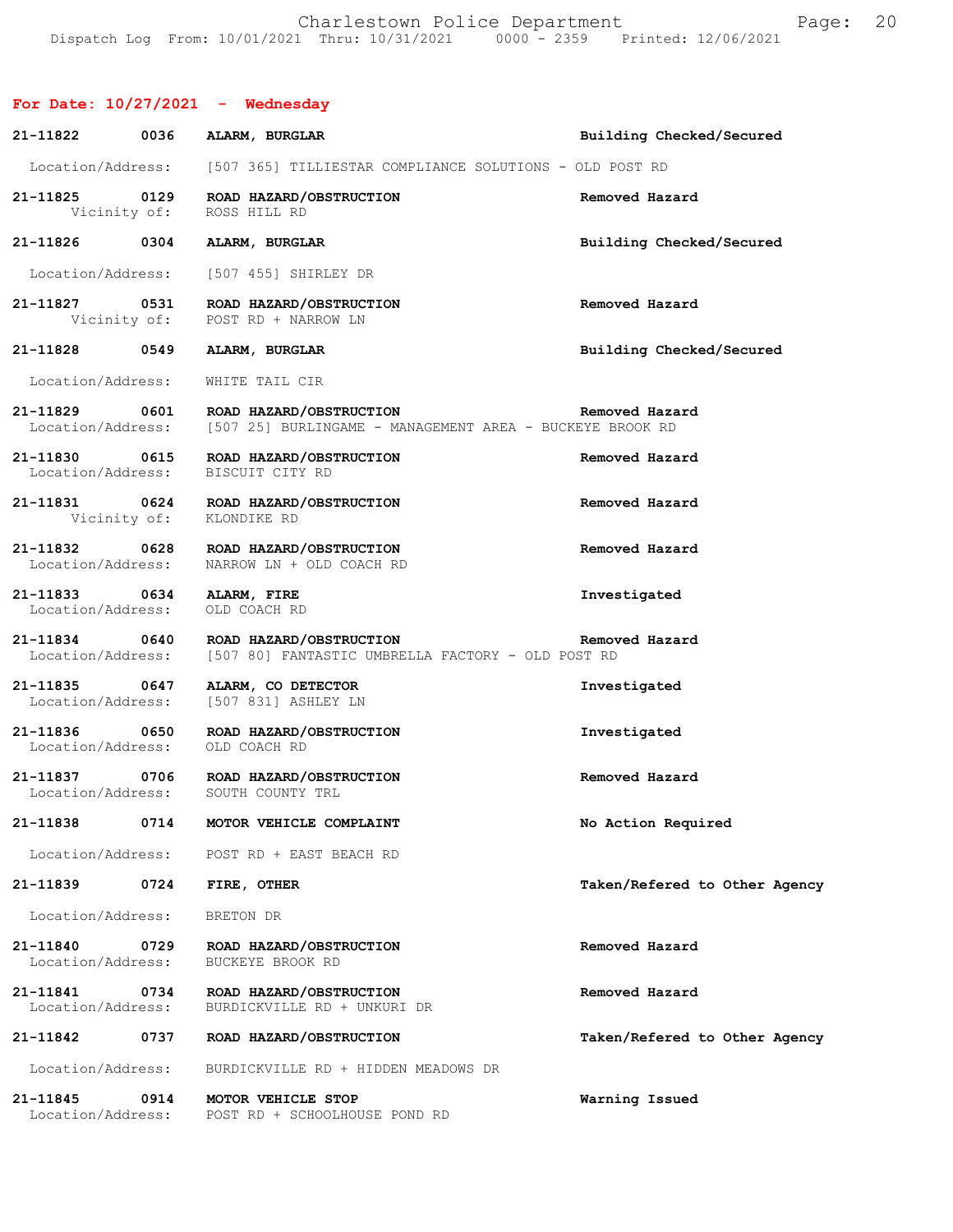## For Date: 10/27/2021 - Wednesday

**21-11822 0036 ALARM, BURGLAR** — Building Checked/Secured
Location/Address: [507 365] TILLIESTAR COMPLIANCE SOLUTIONS - OLD POST RD

**21-11825 0129 ROAD HAZARD/OBSTRUCTION** — Removed Hazard
Vicinity of: ROSS HILL RD

**21-11826 0304 ALARM, BURGLAR** — Building Checked/Secured
Location/Address: [507 455] SHIRLEY DR

**21-11827 0531 ROAD HAZARD/OBSTRUCTION** — Removed Hazard
Vicinity of: POST RD + NARROW LN

**21-11828 0549 ALARM, BURGLAR** — Building Checked/Secured
Location/Address: WHITE TAIL CIR

**21-11829 0601 ROAD HAZARD/OBSTRUCTION** — Removed Hazard
Location/Address: [507 25] BURLINGAME - MANAGEMENT AREA - BUCKEYE BROOK RD

**21-11830 0615 ROAD HAZARD/OBSTRUCTION** — Removed Hazard
Location/Address: BISCUIT CITY RD

**21-11831 0624 ROAD HAZARD/OBSTRUCTION** — Removed Hazard
Vicinity of: KLONDIKE RD

**21-11832 0628 ROAD HAZARD/OBSTRUCTION** — Removed Hazard
Location/Address: NARROW LN + OLD COACH RD

**21-11833 0634 ALARM, FIRE** — Investigated
Location/Address: OLD COACH RD

**21-11834 0640 ROAD HAZARD/OBSTRUCTION** — Removed Hazard
Location/Address: [507 80] FANTASTIC UMBRELLA FACTORY - OLD POST RD

**21-11835 0647 ALARM, CO DETECTOR** — Investigated
Location/Address: [507 831] ASHLEY LN

**21-11836 0650 ROAD HAZARD/OBSTRUCTION** — Investigated
Location/Address: OLD COACH RD

**21-11837 0706 ROAD HAZARD/OBSTRUCTION** — Removed Hazard
Location/Address: SOUTH COUNTY TRL

**21-11838 0714 MOTOR VEHICLE COMPLAINT** — No Action Required
Location/Address: POST RD + EAST BEACH RD

**21-11839 0724 FIRE, OTHER** — Taken/Refered to Other Agency
Location/Address: BRETON DR

**21-11840 0729 ROAD HAZARD/OBSTRUCTION** — Removed Hazard
Location/Address: BUCKEYE BROOK RD

**21-11841 0734 ROAD HAZARD/OBSTRUCTION** — Removed Hazard
Location/Address: BURDICKVILLE RD + UNKURI DR

**21-11842 0737 ROAD HAZARD/OBSTRUCTION** — Taken/Refered to Other Agency
Location/Address: BURDICKVILLE RD + HIDDEN MEADOWS DR

**21-11845 0914 MOTOR VEHICLE STOP** — Warning Issued
Location/Address: POST RD + SCHOOLHOUSE POND RD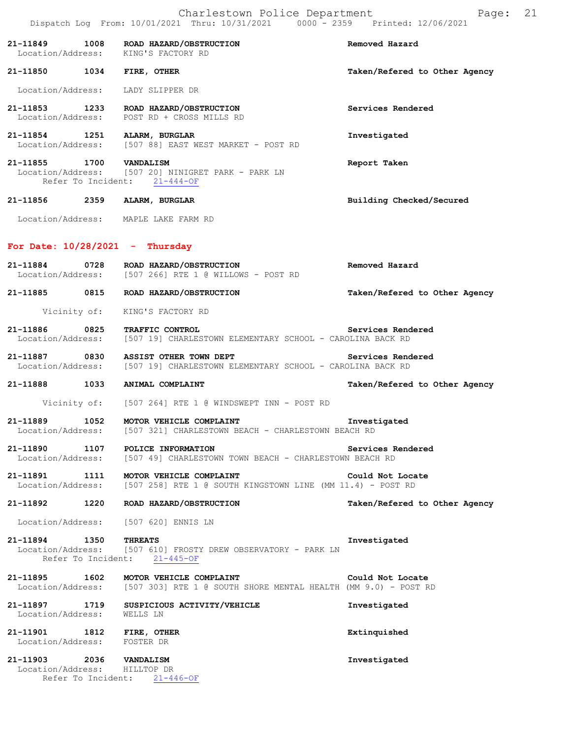21-11849 1008 **ROAD HAZARD/OBSTRUCTION** **Removed Hazard**
Location/Address: KING'S FACTORY RD

21-11850 1034 **FIRE, OTHER** **Taken/Refered to Other Agency**
Location/Address: LADY SLIPPER DR

21-11853 1233 **ROAD HAZARD/OBSTRUCTION** **Services Rendered**
Location/Address: POST RD + CROSS MILLS RD

21-11854 1251 **ALARM, BURGLAR** **Investigated**
Location/Address: [507 88] EAST WEST MARKET - POST RD

21-11855 1700 **VANDALISM** **Report Taken**
Location/Address: [507 20] NINIGRET PARK - PARK LN
Refer To Incident: 21-444-OF

21-11856 2359 **ALARM, BURGLAR** **Building Checked/Secured**
Location/Address: MAPLE LAKE FARM RD

## For Date: 10/28/2021 - Thursday

21-11884 0728 **ROAD HAZARD/OBSTRUCTION** **Removed Hazard**
Location/Address: [507 266] RTE 1 @ WILLOWS - POST RD

21-11885 0815 **ROAD HAZARD/OBSTRUCTION** **Taken/Refered to Other Agency**
Vicinity of: KING'S FACTORY RD

21-11886 0825 **TRAFFIC CONTROL** **Services Rendered**
Location/Address: [507 19] CHARLESTOWN ELEMENTARY SCHOOL - CAROLINA BACK RD

21-11887 0830 **ASSIST OTHER TOWN DEPT** **Services Rendered**
Location/Address: [507 19] CHARLESTOWN ELEMENTARY SCHOOL - CAROLINA BACK RD

21-11888 1033 **ANIMAL COMPLAINT** **Taken/Refered to Other Agency**
Vicinity of: [507 264] RTE 1 @ WINDSWEPT INN - POST RD

21-11889 1052 **MOTOR VEHICLE COMPLAINT** **Investigated**
Location/Address: [507 321] CHARLESTOWN BEACH - CHARLESTOWN BEACH RD

21-11890 1107 **POLICE INFORMATION** **Services Rendered**
Location/Address: [507 49] CHARLESTOWN TOWN BEACH - CHARLESTOWN BEACH RD

21-11891 1111 **MOTOR VEHICLE COMPLAINT** **Could Not Locate**
Location/Address: [507 258] RTE 1 @ SOUTH KINGSTOWN LINE (MM 11.4) - POST RD

21-11892 1220 **ROAD HAZARD/OBSTRUCTION** **Taken/Refered to Other Agency**
Location/Address: [507 620] ENNIS LN

21-11894 1350 **THREATS** **Investigated**
Location/Address: [507 610] FROSTY DREW OBSERVATORY - PARK LN
Refer To Incident: 21-445-OF

21-11895 1602 **MOTOR VEHICLE COMPLAINT** **Could Not Locate**
Location/Address: [507 303] RTE 1 @ SOUTH SHORE MENTAL HEALTH (MM 9.0) - POST RD

21-11897 1719 **SUSPICIOUS ACTIVITY/VEHICLE** **Investigated**
Location/Address: WELLS LN

21-11901 1812 **FIRE, OTHER** **Extinquished**
Location/Address: FOSTER DR

21-11903 2036 **VANDALISM** **Investigated**
Location/Address: HILLTOP DR
Refer To Incident: 21-446-OF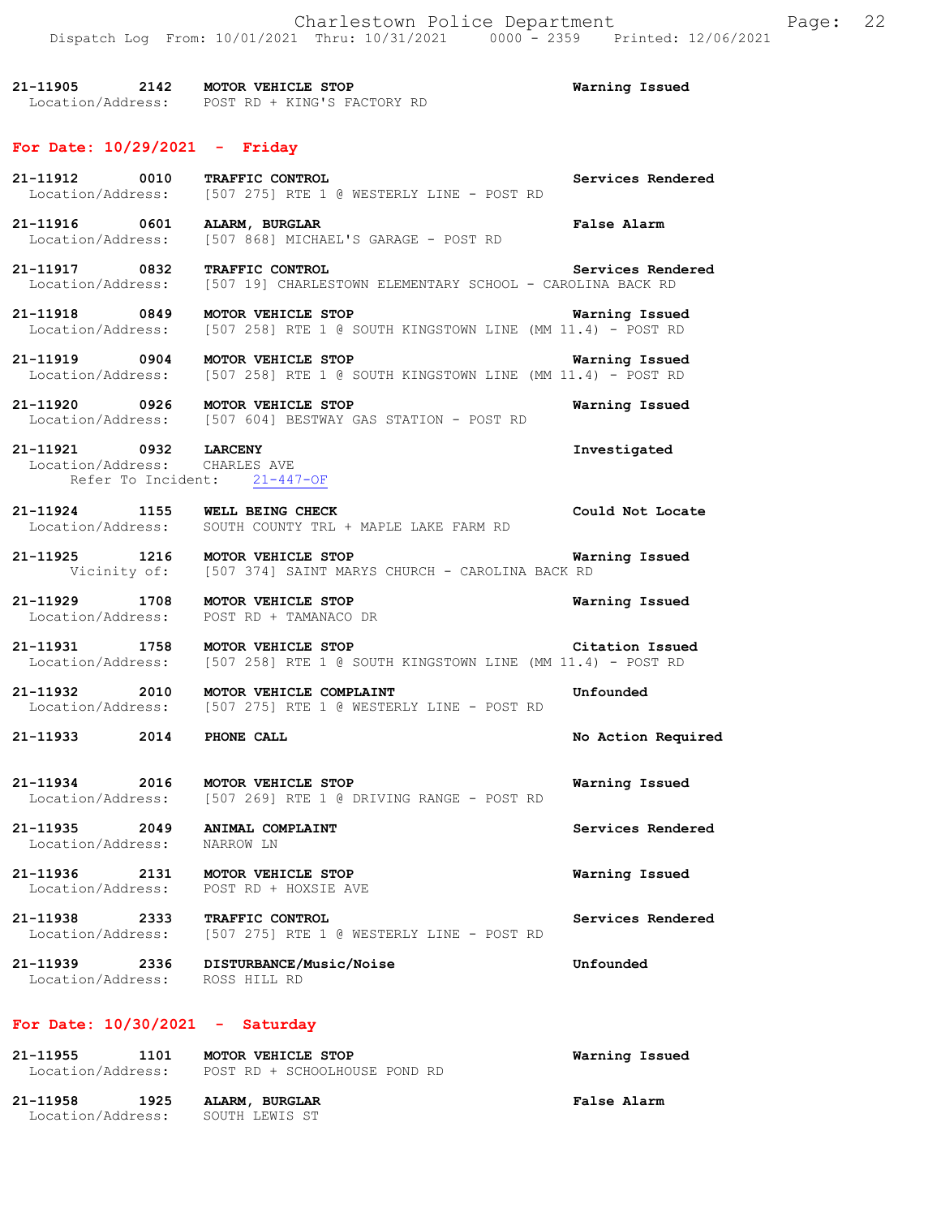21-11905 2142 **MOTOR VEHICLE STOP** Warning Issued
Location/Address: POST RD + KING'S FACTORY RD

## For Date: 10/29/2021 - Friday

21-11912 0010 **TRAFFIC CONTROL** Services Rendered
Location/Address: [507 275] RTE 1 @ WESTERLY LINE - POST RD

21-11916 0601 **ALARM, BURGLAR** False Alarm
Location/Address: [507 868] MICHAEL'S GARAGE - POST RD

21-11917 0832 **TRAFFIC CONTROL** Services Rendered
Location/Address: [507 19] CHARLESTOWN ELEMENTARY SCHOOL - CAROLINA BACK RD

21-11918 0849 **MOTOR VEHICLE STOP** Warning Issued
Location/Address: [507 258] RTE 1 @ SOUTH KINGSTOWN LINE (MM 11.4) - POST RD

21-11919 0904 **MOTOR VEHICLE STOP** Warning Issued
Location/Address: [507 258] RTE 1 @ SOUTH KINGSTOWN LINE (MM 11.4) - POST RD

21-11920 0926 **MOTOR VEHICLE STOP** Warning Issued
Location/Address: [507 604] BESTWAY GAS STATION - POST RD

21-11921 0932 **LARCENY** Investigated
Location/Address: CHARLES AVE
Refer To Incident: 21-447-OF

21-11924 1155 **WELL BEING CHECK** Could Not Locate
Location/Address: SOUTH COUNTY TRL + MAPLE LAKE FARM RD

21-11925 1216 **MOTOR VEHICLE STOP** Warning Issued
Vicinity of: [507 374] SAINT MARYS CHURCH - CAROLINA BACK RD

21-11929 1708 **MOTOR VEHICLE STOP** Warning Issued
Location/Address: POST RD + TAMANACO DR

21-11931 1758 **MOTOR VEHICLE STOP** Citation Issued
Location/Address: [507 258] RTE 1 @ SOUTH KINGSTOWN LINE (MM 11.4) - POST RD

21-11932 2010 **MOTOR VEHICLE COMPLAINT** Unfounded
Location/Address: [507 275] RTE 1 @ WESTERLY LINE - POST RD

21-11933 2014 **PHONE CALL** No Action Required

21-11934 2016 **MOTOR VEHICLE STOP** Warning Issued
Location/Address: [507 269] RTE 1 @ DRIVING RANGE - POST RD

21-11935 2049 **ANIMAL COMPLAINT** Services Rendered
Location/Address: NARROW LN

21-11936 2131 **MOTOR VEHICLE STOP** Warning Issued
Location/Address: POST RD + HOXSIE AVE

21-11938 2333 **TRAFFIC CONTROL** Services Rendered
Location/Address: [507 275] RTE 1 @ WESTERLY LINE - POST RD

21-11939 2336 **DISTURBANCE/Music/Noise** Unfounded
Location/Address: ROSS HILL RD

## For Date: 10/30/2021 - Saturday

21-11955 1101 **MOTOR VEHICLE STOP** Warning Issued
Location/Address: POST RD + SCHOOLHOUSE POND RD

21-11958 1925 **ALARM, BURGLAR** False Alarm
Location/Address: SOUTH LEWIS ST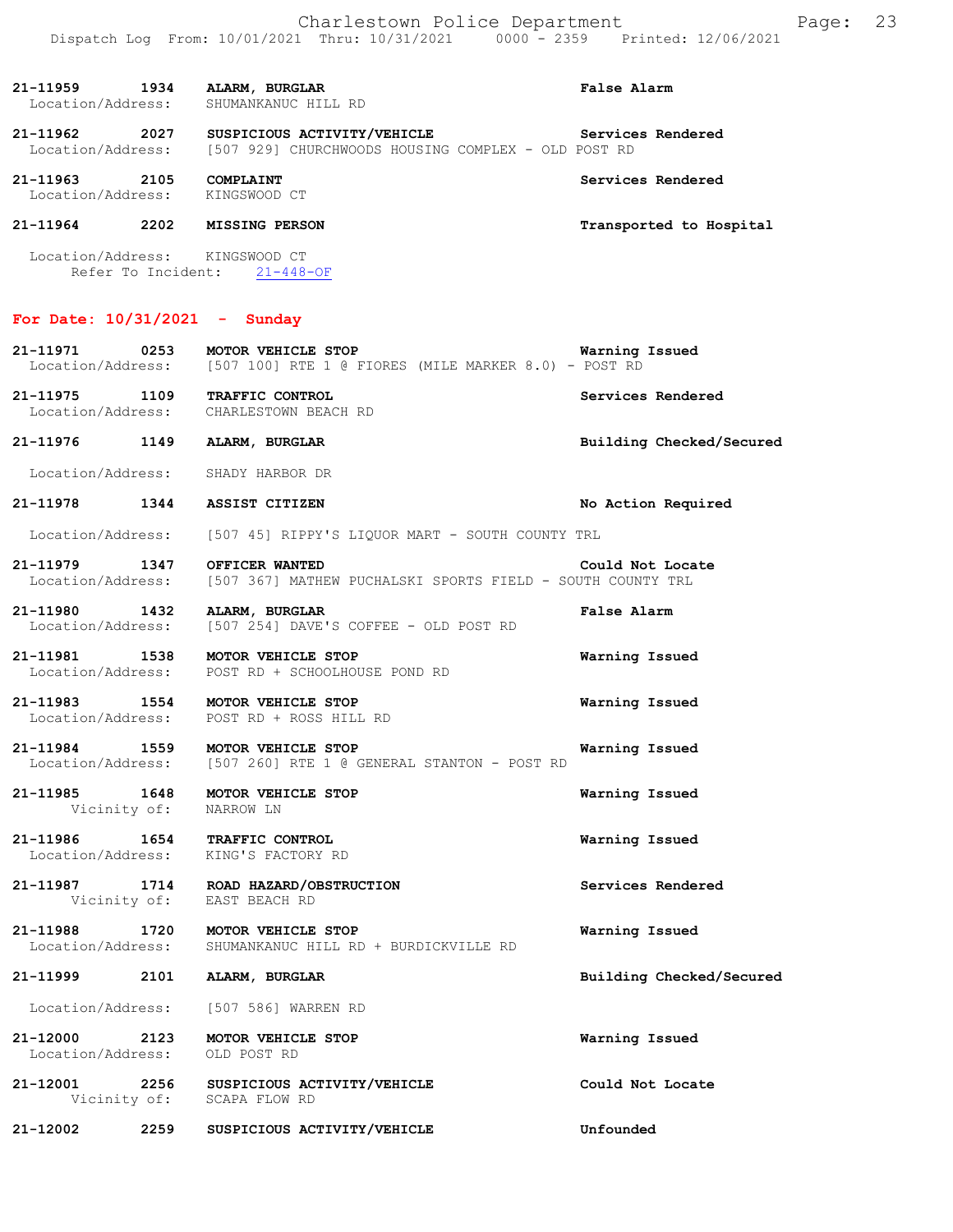21-11959 1934 **ALARM, BURGLAR** — **False Alarm**
Location/Address: SHUMANKANUC HILL RD

21-11962 2027 **SUSPICIOUS ACTIVITY/VEHICLE** — **Services Rendered**
Location/Address: [507 929] CHURCHWOODS HOUSING COMPLEX - OLD POST RD

21-11963 2105 **COMPLAINT** — **Services Rendered**
Location/Address: KINGSWOOD CT

21-11964 2202 **MISSING PERSON** — **Transported to Hospital**
Location/Address: KINGSWOOD CT
Refer To Incident: 21-448-OF

## For Date: 10/31/2021 - Sunday

21-11971 0253 **MOTOR VEHICLE STOP** — **Warning Issued**
Location/Address: [507 100] RTE 1 @ FIORES (MILE MARKER 8.0) - POST RD

21-11975 1109 **TRAFFIC CONTROL** — **Services Rendered**
Location/Address: CHARLESTOWN BEACH RD

21-11976 1149 **ALARM, BURGLAR** — **Building Checked/Secured**
Location/Address: SHADY HARBOR DR

21-11978 1344 **ASSIST CITIZEN** — **No Action Required**
Location/Address: [507 45] RIPPY'S LIQUOR MART - SOUTH COUNTY TRL

21-11979 1347 **OFFICER WANTED** — **Could Not Locate**
Location/Address: [507 367] MATHEW PUCHALSKI SPORTS FIELD - SOUTH COUNTY TRL

21-11980 1432 **ALARM, BURGLAR** — **False Alarm**
Location/Address: [507 254] DAVE'S COFFEE - OLD POST RD

21-11981 1538 **MOTOR VEHICLE STOP** — **Warning Issued**
Location/Address: POST RD + SCHOOLHOUSE POND RD

21-11983 1554 **MOTOR VEHICLE STOP** — **Warning Issued**
Location/Address: POST RD + ROSS HILL RD

21-11984 1559 **MOTOR VEHICLE STOP** — **Warning Issued**
Location/Address: [507 260] RTE 1 @ GENERAL STANTON - POST RD

21-11985 1648 **MOTOR VEHICLE STOP** — **Warning Issued**
Vicinity of: NARROW LN

21-11986 1654 **TRAFFIC CONTROL** — **Warning Issued**
Location/Address: KING'S FACTORY RD

21-11987 1714 **ROAD HAZARD/OBSTRUCTION** — **Services Rendered**
Vicinity of: EAST BEACH RD

21-11988 1720 **MOTOR VEHICLE STOP** — **Warning Issued**
Location/Address: SHUMANKANUC HILL RD + BURDICKVILLE RD

21-11999 2101 **ALARM, BURGLAR** — **Building Checked/Secured**
Location/Address: [507 586] WARREN RD

21-12000 2123 **MOTOR VEHICLE STOP** — **Warning Issued**
Location/Address: OLD POST RD

21-12001 2256 **SUSPICIOUS ACTIVITY/VEHICLE** — **Could Not Locate**
Vicinity of: SCAPA FLOW RD

21-12002 2259 **SUSPICIOUS ACTIVITY/VEHICLE** — **Unfounded**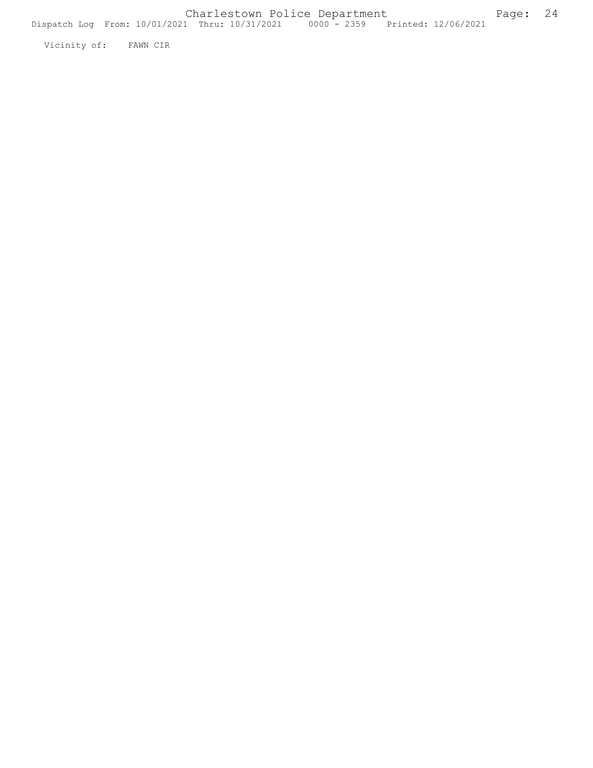Vicinity of: FAWN CIR